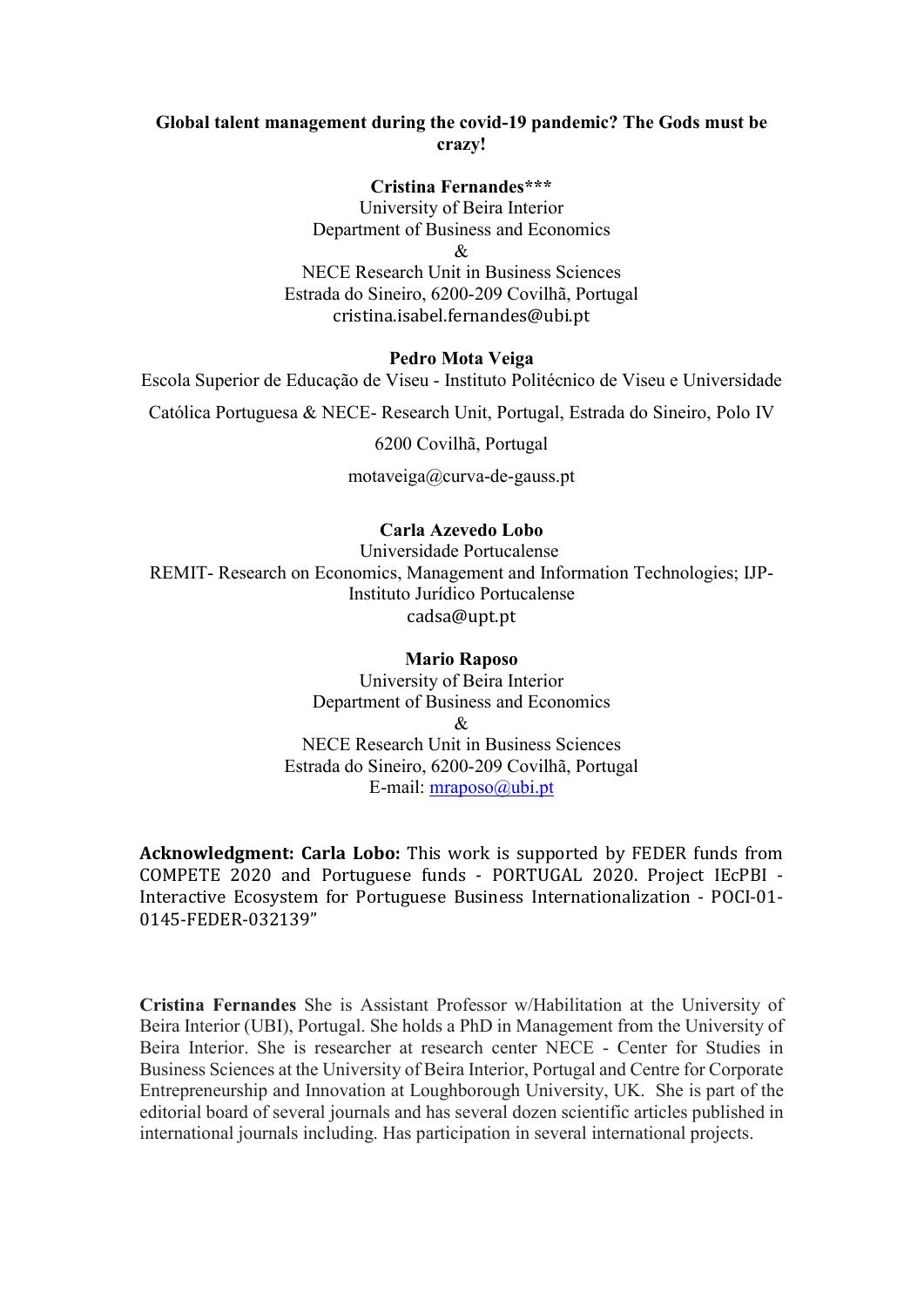# Global talent management during the covid-19 pandemic? The Gods must be crazy!

**Cristina Fernandes*****
University of Beira Interior
Department of Business and Economics
&
NECE Research Unit in Business Sciences
Estrada do Sineiro, 6200-209 Covilhã, Portugal
cristina.isabel.fernandes@ubi.pt

**Pedro Mota Veiga**
Escola Superior de Educação de Viseu - Instituto Politécnico de Viseu e Universidade Católica Portuguesa & NECE- Research Unit, Portugal, Estrada do Sineiro, Polo IV
6200 Covilhã, Portugal
motaveiga@curva-de-gauss.pt

**Carla Azevedo Lobo**
Universidade Portucalense
REMIT- Research on Economics, Management and Information Technologies; IJP- Instituto Jurídico Portucalense
cadsa@upt.pt

**Mario Raposo**
University of Beira Interior
Department of Business and Economics
&
NECE Research Unit in Business Sciences
Estrada do Sineiro, 6200-209 Covilhã, Portugal
E-mail: mraposo@ubi.pt

**Acknowledgment: Carla Lobo:** This work is supported by FEDER funds from COMPETE 2020 and Portuguese funds - PORTUGAL 2020. Project IEcPBI - Interactive Ecosystem for Portuguese Business Internationalization - POCI-01-0145-FEDER-032139"

**Cristina Fernandes** She is Assistant Professor w/Habilitation at the University of Beira Interior (UBI), Portugal. She holds a PhD in Management from the University of Beira Interior. She is researcher at research center NECE - Center for Studies in Business Sciences at the University of Beira Interior, Portugal and Centre for Corporate Entrepreneurship and Innovation at Loughborough University, UK. She is part of the editorial board of several journals and has several dozen scientific articles published in international journals including. Has participation in several international projects.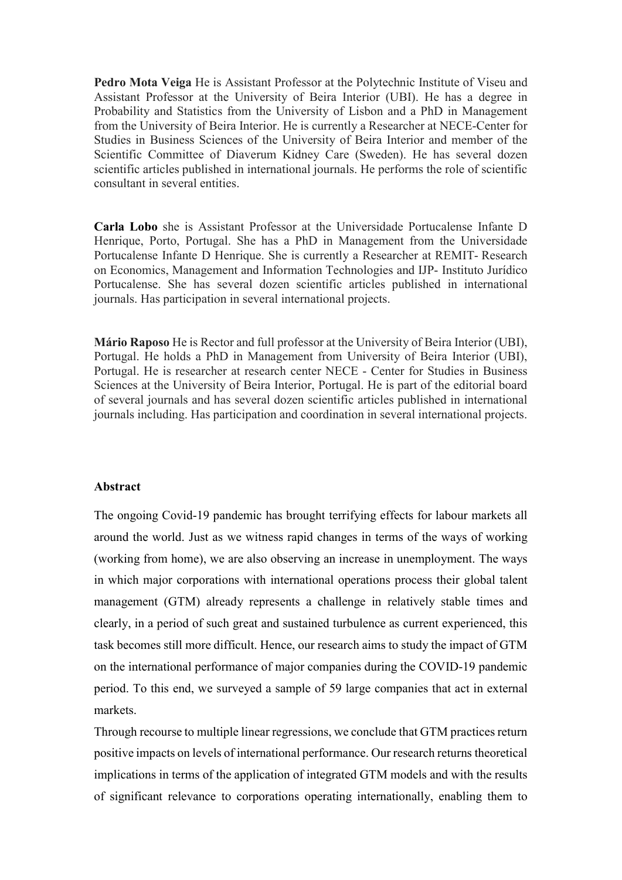**Pedro Mota Veiga** He is Assistant Professor at the Polytechnic Institute of Viseu and Assistant Professor at the University of Beira Interior (UBI). He has a degree in Probability and Statistics from the University of Lisbon and a PhD in Management from the University of Beira Interior. He is currently a Researcher at NECE-Center for Studies in Business Sciences of the University of Beira Interior and member of the Scientific Committee of Diaverum Kidney Care (Sweden). He has several dozen scientific articles published in international journals. He performs the role of scientific consultant in several entities.

**Carla Lobo** she is Assistant Professor at the Universidade Portucalense Infante D Henrique, Porto, Portugal. She has a PhD in Management from the Universidade Portucalense Infante D Henrique. She is currently a Researcher at REMIT- Research on Economics, Management and Information Technologies and IJP- Instituto Jurídico Portucalense. She has several dozen scientific articles published in international journals. Has participation in several international projects.

**Mário Raposo** He is Rector and full professor at the University of Beira Interior (UBI), Portugal. He holds a PhD in Management from University of Beira Interior (UBI), Portugal. He is researcher at research center NECE - Center for Studies in Business Sciences at the University of Beira Interior, Portugal. He is part of the editorial board of several journals and has several dozen scientific articles published in international journals including. Has participation and coordination in several international projects.

### Abstract

The ongoing Covid-19 pandemic has brought terrifying effects for labour markets all around the world. Just as we witness rapid changes in terms of the ways of working (working from home), we are also observing an increase in unemployment. The ways in which major corporations with international operations process their global talent management (GTM) already represents a challenge in relatively stable times and clearly, in a period of such great and sustained turbulence as current experienced, this task becomes still more difficult. Hence, our research aims to study the impact of GTM on the international performance of major companies during the COVID-19 pandemic period. To this end, we surveyed a sample of 59 large companies that act in external markets.

Through recourse to multiple linear regressions, we conclude that GTM practices return positive impacts on levels of international performance. Our research returns theoretical implications in terms of the application of integrated GTM models and with the results of significant relevance to corporations operating internationally, enabling them to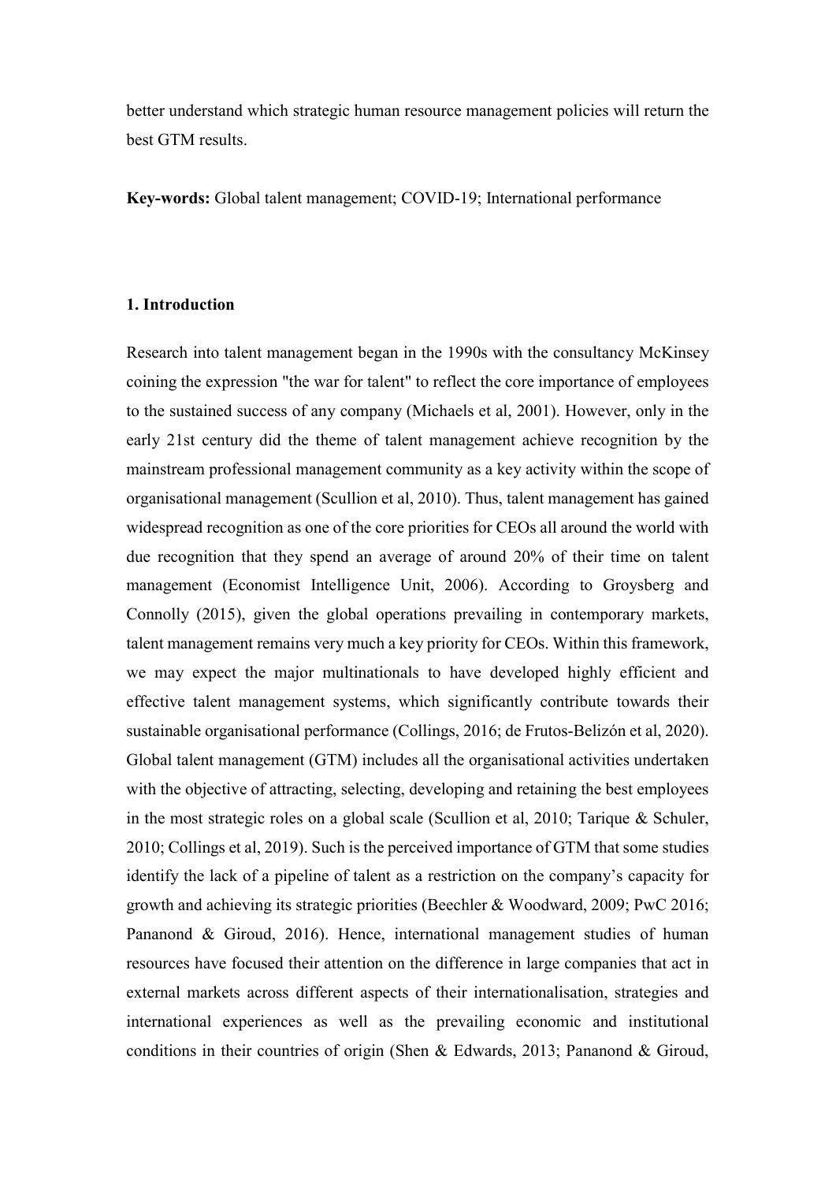better understand which strategic human resource management policies will return the best GTM results.

**Key-words:** Global talent management; COVID-19; International performance

## 1. Introduction

Research into talent management began in the 1990s with the consultancy McKinsey coining the expression "the war for talent" to reflect the core importance of employees to the sustained success of any company (Michaels et al, 2001). However, only in the early 21st century did the theme of talent management achieve recognition by the mainstream professional management community as a key activity within the scope of organisational management (Scullion et al, 2010). Thus, talent management has gained widespread recognition as one of the core priorities for CEOs all around the world with due recognition that they spend an average of around 20% of their time on talent management (Economist Intelligence Unit, 2006). According to Groysberg and Connolly (2015), given the global operations prevailing in contemporary markets, talent management remains very much a key priority for CEOs. Within this framework, we may expect the major multinationals to have developed highly efficient and effective talent management systems, which significantly contribute towards their sustainable organisational performance (Collings, 2016; de Frutos-Belizón et al, 2020). Global talent management (GTM) includes all the organisational activities undertaken with the objective of attracting, selecting, developing and retaining the best employees in the most strategic roles on a global scale (Scullion et al, 2010; Tarique & Schuler, 2010; Collings et al, 2019). Such is the perceived importance of GTM that some studies identify the lack of a pipeline of talent as a restriction on the company's capacity for growth and achieving its strategic priorities (Beechler & Woodward, 2009; PwC 2016; Pananond & Giroud, 2016). Hence, international management studies of human resources have focused their attention on the difference in large companies that act in external markets across different aspects of their internationalisation, strategies and international experiences as well as the prevailing economic and institutional conditions in their countries of origin (Shen & Edwards, 2013; Pananond & Giroud,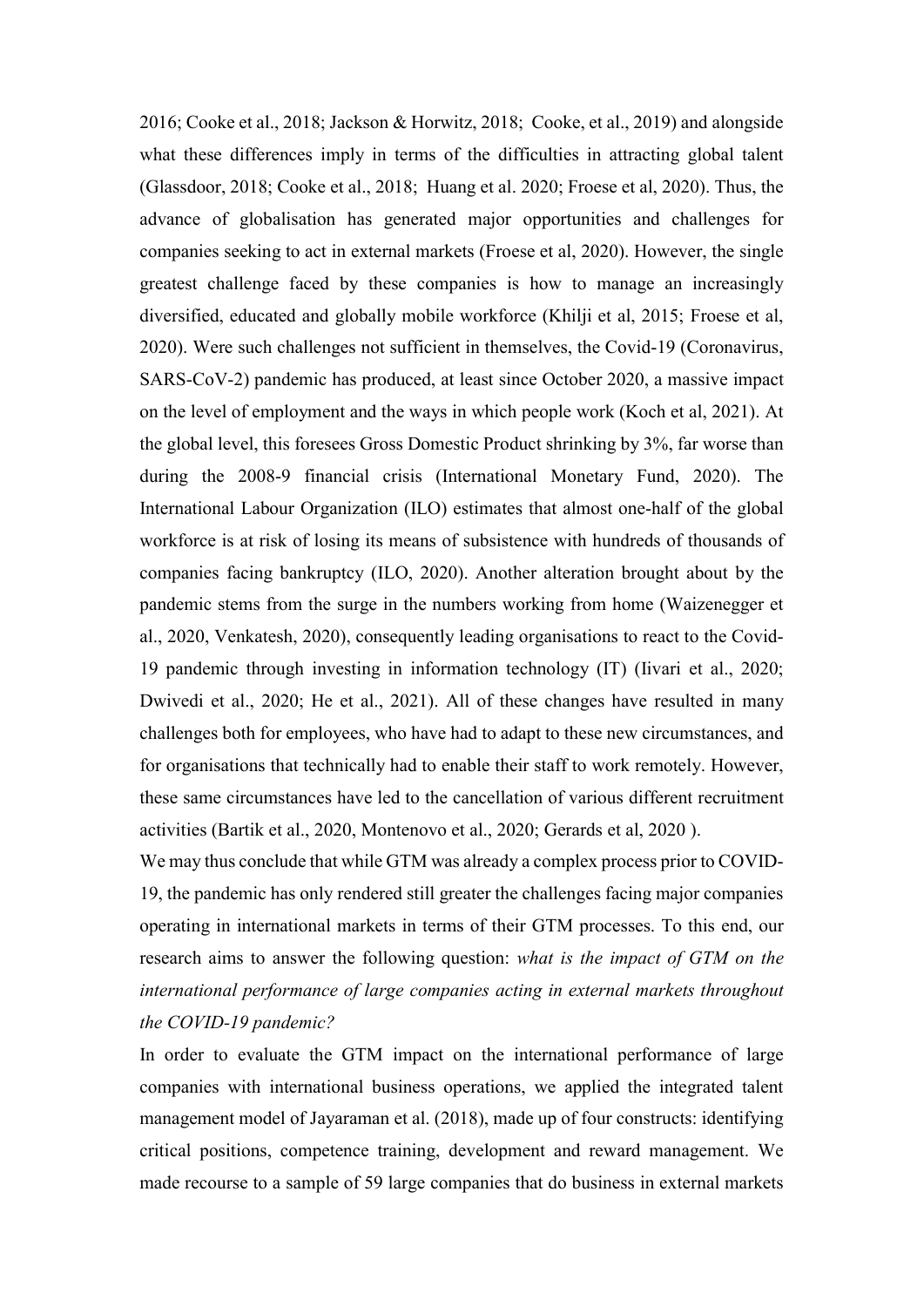2016; Cooke et al., 2018; Jackson & Horwitz, 2018; Cooke, et al., 2019) and alongside what these differences imply in terms of the difficulties in attracting global talent (Glassdoor, 2018; Cooke et al., 2018; Huang et al. 2020; Froese et al, 2020). Thus, the advance of globalisation has generated major opportunities and challenges for companies seeking to act in external markets (Froese et al, 2020). However, the single greatest challenge faced by these companies is how to manage an increasingly diversified, educated and globally mobile workforce (Khilji et al, 2015; Froese et al, 2020). Were such challenges not sufficient in themselves, the Covid-19 (Coronavirus, SARS-CoV-2) pandemic has produced, at least since October 2020, a massive impact on the level of employment and the ways in which people work (Koch et al, 2021). At the global level, this foresees Gross Domestic Product shrinking by 3%, far worse than during the 2008-9 financial crisis (International Monetary Fund, 2020). The International Labour Organization (ILO) estimates that almost one-half of the global workforce is at risk of losing its means of subsistence with hundreds of thousands of companies facing bankruptcy (ILO, 2020). Another alteration brought about by the pandemic stems from the surge in the numbers working from home (Waizenegger et al., 2020, Venkatesh, 2020), consequently leading organisations to react to the Covid-19 pandemic through investing in information technology (IT) (Iivari et al., 2020; Dwivedi et al., 2020; He et al., 2021). All of these changes have resulted in many challenges both for employees, who have had to adapt to these new circumstances, and for organisations that technically had to enable their staff to work remotely. However, these same circumstances have led to the cancellation of various different recruitment activities (Bartik et al., 2020, Montenovo et al., 2020; Gerards et al, 2020 ).

We may thus conclude that while GTM was already a complex process prior to COVID-19, the pandemic has only rendered still greater the challenges facing major companies operating in international markets in terms of their GTM processes. To this end, our research aims to answer the following question: *what is the impact of GTM on the international performance of large companies acting in external markets throughout the COVID-19 pandemic?*

In order to evaluate the GTM impact on the international performance of large companies with international business operations, we applied the integrated talent management model of Jayaraman et al. (2018), made up of four constructs: identifying critical positions, competence training, development and reward management. We made recourse to a sample of 59 large companies that do business in external markets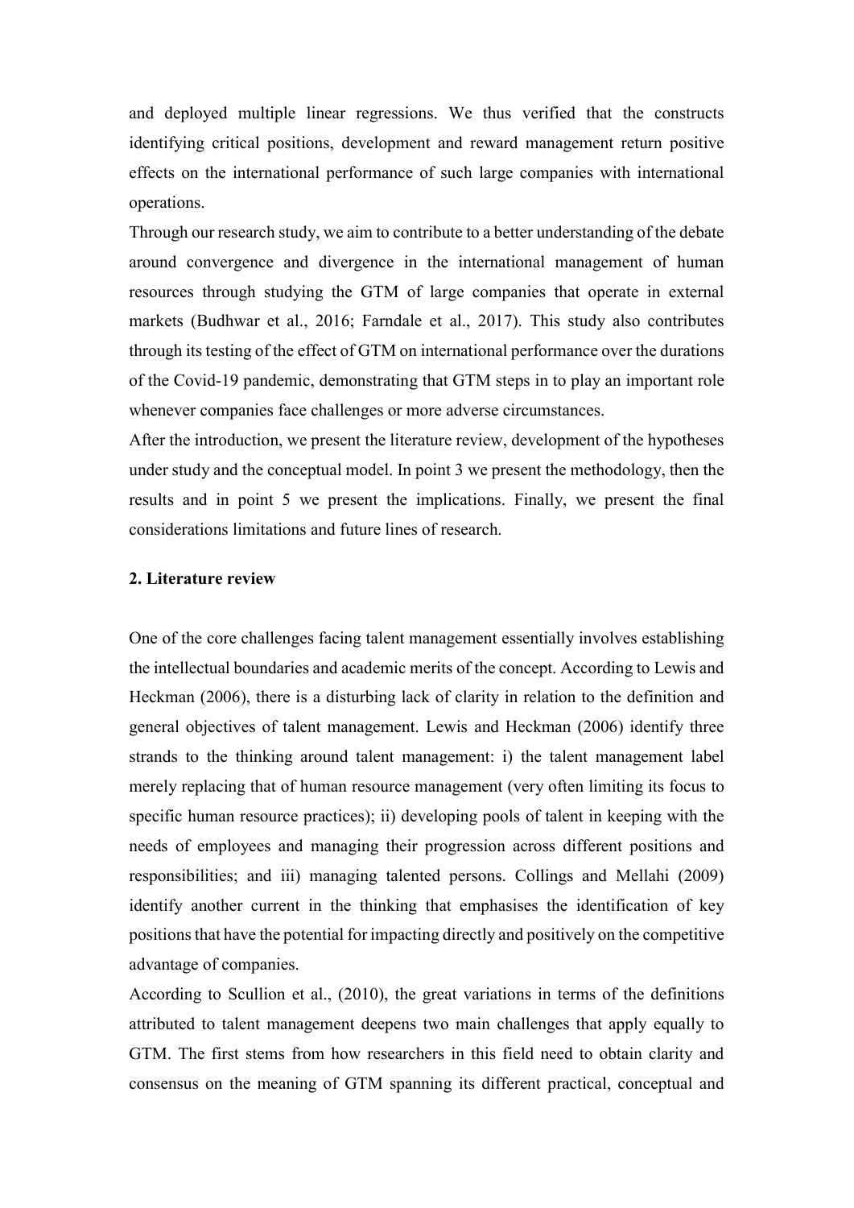and deployed multiple linear regressions. We thus verified that the constructs identifying critical positions, development and reward management return positive effects on the international performance of such large companies with international operations.

Through our research study, we aim to contribute to a better understanding of the debate around convergence and divergence in the international management of human resources through studying the GTM of large companies that operate in external markets (Budhwar et al., 2016; Farndale et al., 2017). This study also contributes through its testing of the effect of GTM on international performance over the durations of the Covid-19 pandemic, demonstrating that GTM steps in to play an important role whenever companies face challenges or more adverse circumstances.

After the introduction, we present the literature review, development of the hypotheses under study and the conceptual model. In point 3 we present the methodology, then the results and in point 5 we present the implications. Finally, we present the final considerations limitations and future lines of research.

## 2. Literature review

One of the core challenges facing talent management essentially involves establishing the intellectual boundaries and academic merits of the concept. According to Lewis and Heckman (2006), there is a disturbing lack of clarity in relation to the definition and general objectives of talent management. Lewis and Heckman (2006) identify three strands to the thinking around talent management: i) the talent management label merely replacing that of human resource management (very often limiting its focus to specific human resource practices); ii) developing pools of talent in keeping with the needs of employees and managing their progression across different positions and responsibilities; and iii) managing talented persons. Collings and Mellahi (2009) identify another current in the thinking that emphasises the identification of key positions that have the potential for impacting directly and positively on the competitive advantage of companies.

According to Scullion et al., (2010), the great variations in terms of the definitions attributed to talent management deepens two main challenges that apply equally to GTM. The first stems from how researchers in this field need to obtain clarity and consensus on the meaning of GTM spanning its different practical, conceptual and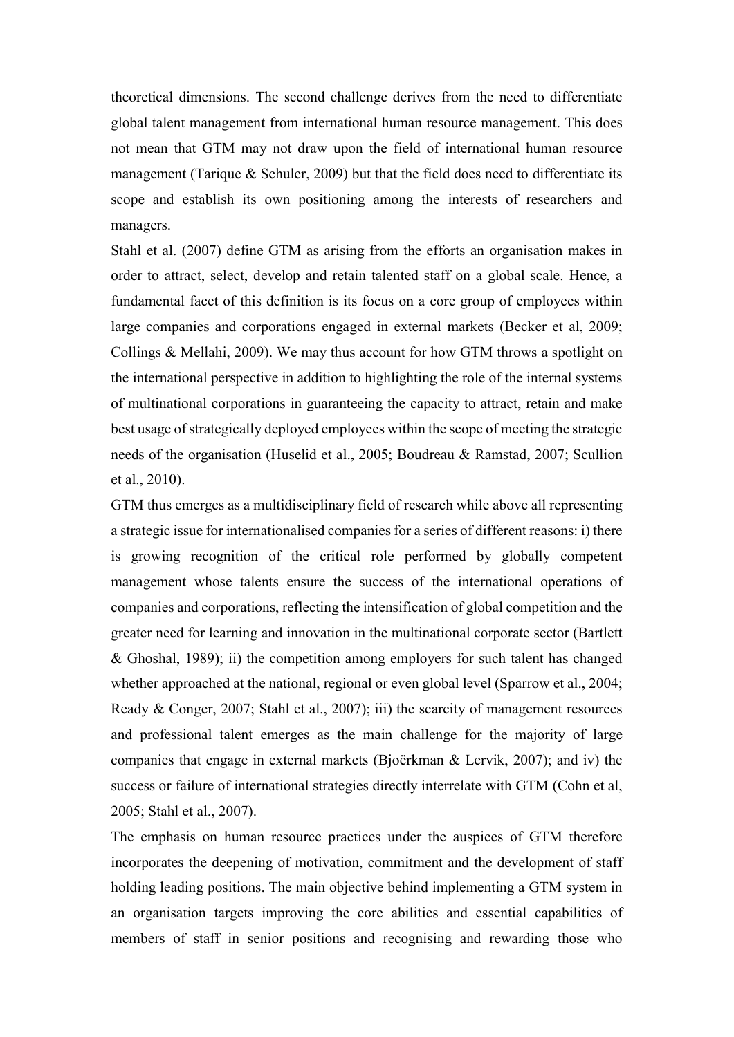theoretical dimensions. The second challenge derives from the need to differentiate global talent management from international human resource management. This does not mean that GTM may not draw upon the field of international human resource management (Tarique & Schuler, 2009) but that the field does need to differentiate its scope and establish its own positioning among the interests of researchers and managers.

Stahl et al. (2007) define GTM as arising from the efforts an organisation makes in order to attract, select, develop and retain talented staff on a global scale. Hence, a fundamental facet of this definition is its focus on a core group of employees within large companies and corporations engaged in external markets (Becker et al, 2009; Collings & Mellahi, 2009). We may thus account for how GTM throws a spotlight on the international perspective in addition to highlighting the role of the internal systems of multinational corporations in guaranteeing the capacity to attract, retain and make best usage of strategically deployed employees within the scope of meeting the strategic needs of the organisation (Huselid et al., 2005; Boudreau & Ramstad, 2007; Scullion et al., 2010).

GTM thus emerges as a multidisciplinary field of research while above all representing a strategic issue for internationalised companies for a series of different reasons: i) there is growing recognition of the critical role performed by globally competent management whose talents ensure the success of the international operations of companies and corporations, reflecting the intensification of global competition and the greater need for learning and innovation in the multinational corporate sector (Bartlett & Ghoshal, 1989); ii) the competition among employers for such talent has changed whether approached at the national, regional or even global level (Sparrow et al., 2004; Ready & Conger, 2007; Stahl et al., 2007); iii) the scarcity of management resources and professional talent emerges as the main challenge for the majority of large companies that engage in external markets (Bjoërkman & Lervik, 2007); and iv) the success or failure of international strategies directly interrelate with GTM (Cohn et al, 2005; Stahl et al., 2007).

The emphasis on human resource practices under the auspices of GTM therefore incorporates the deepening of motivation, commitment and the development of staff holding leading positions. The main objective behind implementing a GTM system in an organisation targets improving the core abilities and essential capabilities of members of staff in senior positions and recognising and rewarding those who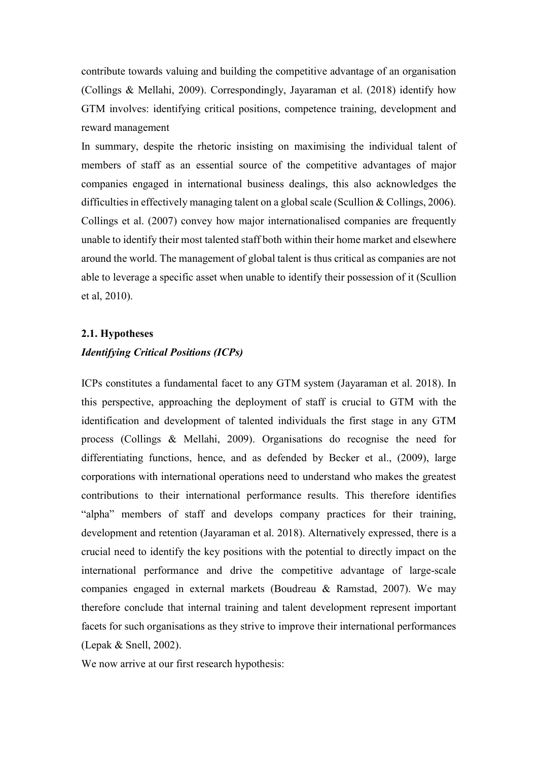contribute towards valuing and building the competitive advantage of an organisation (Collings & Mellahi, 2009). Correspondingly, Jayaraman et al. (2018) identify how GTM involves: identifying critical positions, competence training, development and reward management

In summary, despite the rhetoric insisting on maximising the individual talent of members of staff as an essential source of the competitive advantages of major companies engaged in international business dealings, this also acknowledges the difficulties in effectively managing talent on a global scale (Scullion & Collings, 2006). Collings et al. (2007) convey how major internationalised companies are frequently unable to identify their most talented staff both within their home market and elsewhere around the world. The management of global talent is thus critical as companies are not able to leverage a specific asset when unable to identify their possession of it (Scullion et al, 2010).

## 2.1. Hypotheses

### *Identifying Critical Positions (ICPs)*

ICPs constitutes a fundamental facet to any GTM system (Jayaraman et al. 2018). In this perspective, approaching the deployment of staff is crucial to GTM with the identification and development of talented individuals the first stage in any GTM process (Collings & Mellahi, 2009). Organisations do recognise the need for differentiating functions, hence, and as defended by Becker et al., (2009), large corporations with international operations need to understand who makes the greatest contributions to their international performance results. This therefore identifies "alpha" members of staff and develops company practices for their training, development and retention (Jayaraman et al. 2018). Alternatively expressed, there is a crucial need to identify the key positions with the potential to directly impact on the international performance and drive the competitive advantage of large-scale companies engaged in external markets (Boudreau & Ramstad, 2007). We may therefore conclude that internal training and talent development represent important facets for such organisations as they strive to improve their international performances (Lepak & Snell, 2002).

We now arrive at our first research hypothesis: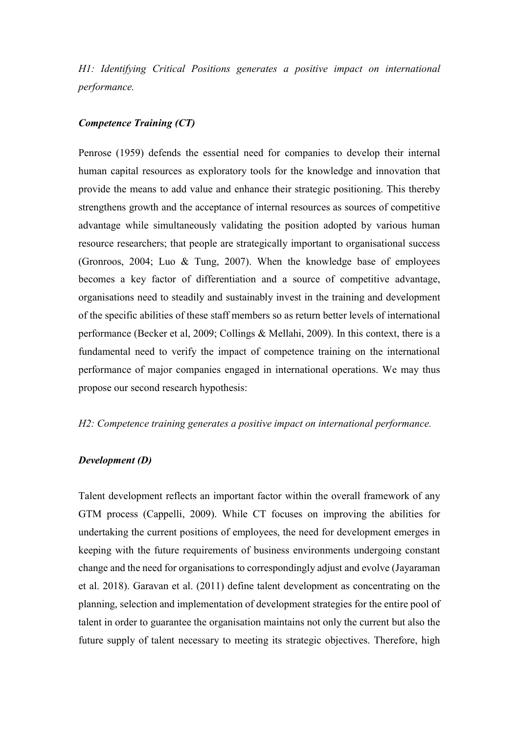*H1: Identifying Critical Positions generates a positive impact on international performance.*

***Competence Training (CT)***

Penrose (1959) defends the essential need for companies to develop their internal human capital resources as exploratory tools for the knowledge and innovation that provide the means to add value and enhance their strategic positioning. This thereby strengthens growth and the acceptance of internal resources as sources of competitive advantage while simultaneously validating the position adopted by various human resource researchers; that people are strategically important to organisational success (Gronroos, 2004; Luo & Tung, 2007). When the knowledge base of employees becomes a key factor of differentiation and a source of competitive advantage, organisations need to steadily and sustainably invest in the training and development of the specific abilities of these staff members so as return better levels of international performance (Becker et al, 2009; Collings & Mellahi, 2009). In this context, there is a fundamental need to verify the impact of competence training on the international performance of major companies engaged in international operations. We may thus propose our second research hypothesis:

*H2: Competence training generates a positive impact on international performance.*

***Development (D)***

Talent development reflects an important factor within the overall framework of any GTM process (Cappelli, 2009). While CT focuses on improving the abilities for undertaking the current positions of employees, the need for development emerges in keeping with the future requirements of business environments undergoing constant change and the need for organisations to correspondingly adjust and evolve (Jayaraman et al. 2018). Garavan et al. (2011) define talent development as concentrating on the planning, selection and implementation of development strategies for the entire pool of talent in order to guarantee the organisation maintains not only the current but also the future supply of talent necessary to meeting its strategic objectives. Therefore, high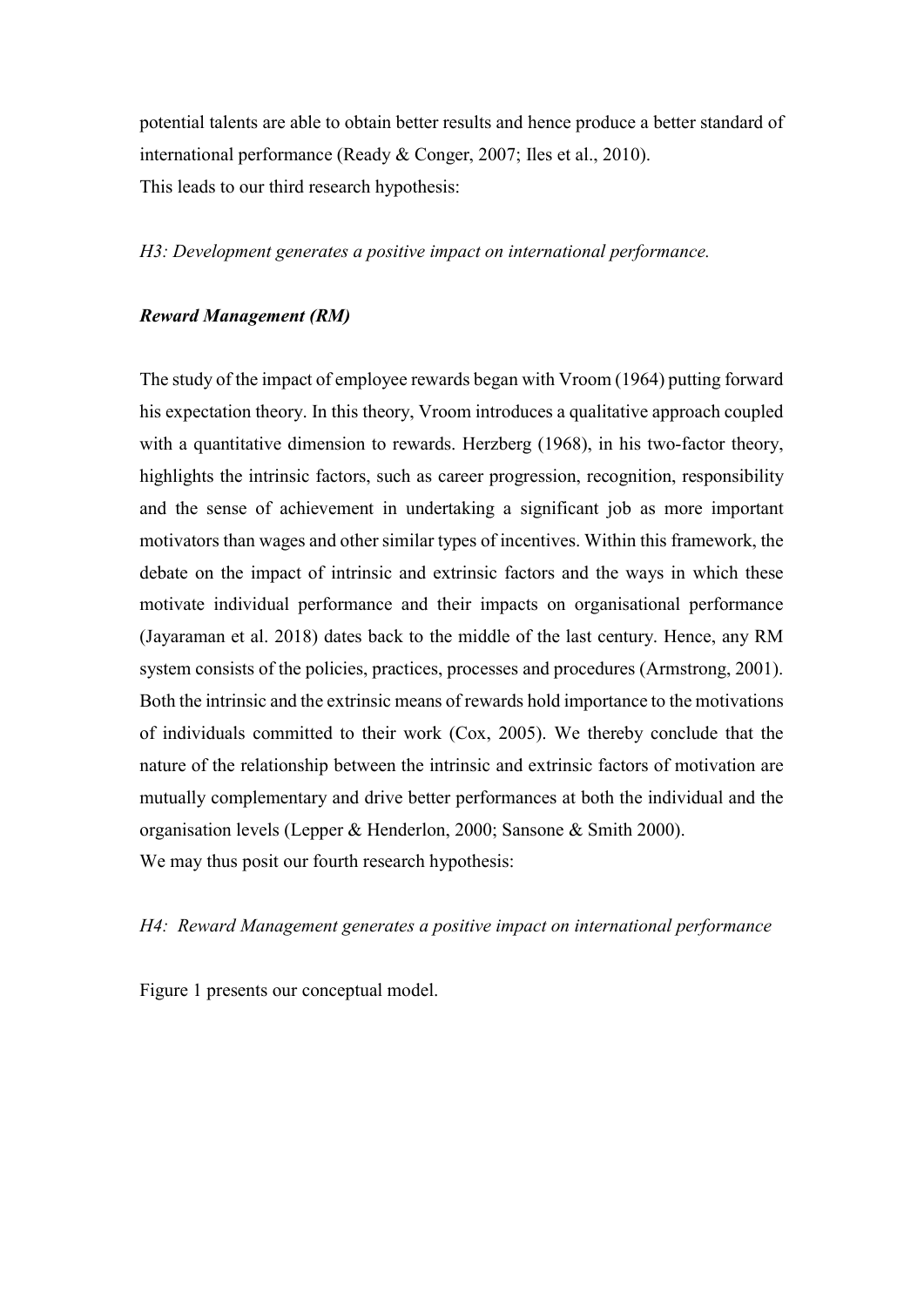potential talents are able to obtain better results and hence produce a better standard of international performance (Ready & Conger, 2007; Iles et al., 2010).
This leads to our third research hypothesis:

*H3: Development generates a positive impact on international performance.*

***Reward Management (RM)***

The study of the impact of employee rewards began with Vroom (1964) putting forward his expectation theory. In this theory, Vroom introduces a qualitative approach coupled with a quantitative dimension to rewards. Herzberg (1968), in his two-factor theory, highlights the intrinsic factors, such as career progression, recognition, responsibility and the sense of achievement in undertaking a significant job as more important motivators than wages and other similar types of incentives. Within this framework, the debate on the impact of intrinsic and extrinsic factors and the ways in which these motivate individual performance and their impacts on organisational performance (Jayaraman et al. 2018) dates back to the middle of the last century. Hence, any RM system consists of the policies, practices, processes and procedures (Armstrong, 2001). Both the intrinsic and the extrinsic means of rewards hold importance to the motivations of individuals committed to their work (Cox, 2005). We thereby conclude that the nature of the relationship between the intrinsic and extrinsic factors of motivation are mutually complementary and drive better performances at both the individual and the organisation levels (Lepper & Henderlon, 2000; Sansone & Smith 2000).
We may thus posit our fourth research hypothesis:

*H4: Reward Management generates a positive impact on international performance*

Figure 1 presents our conceptual model.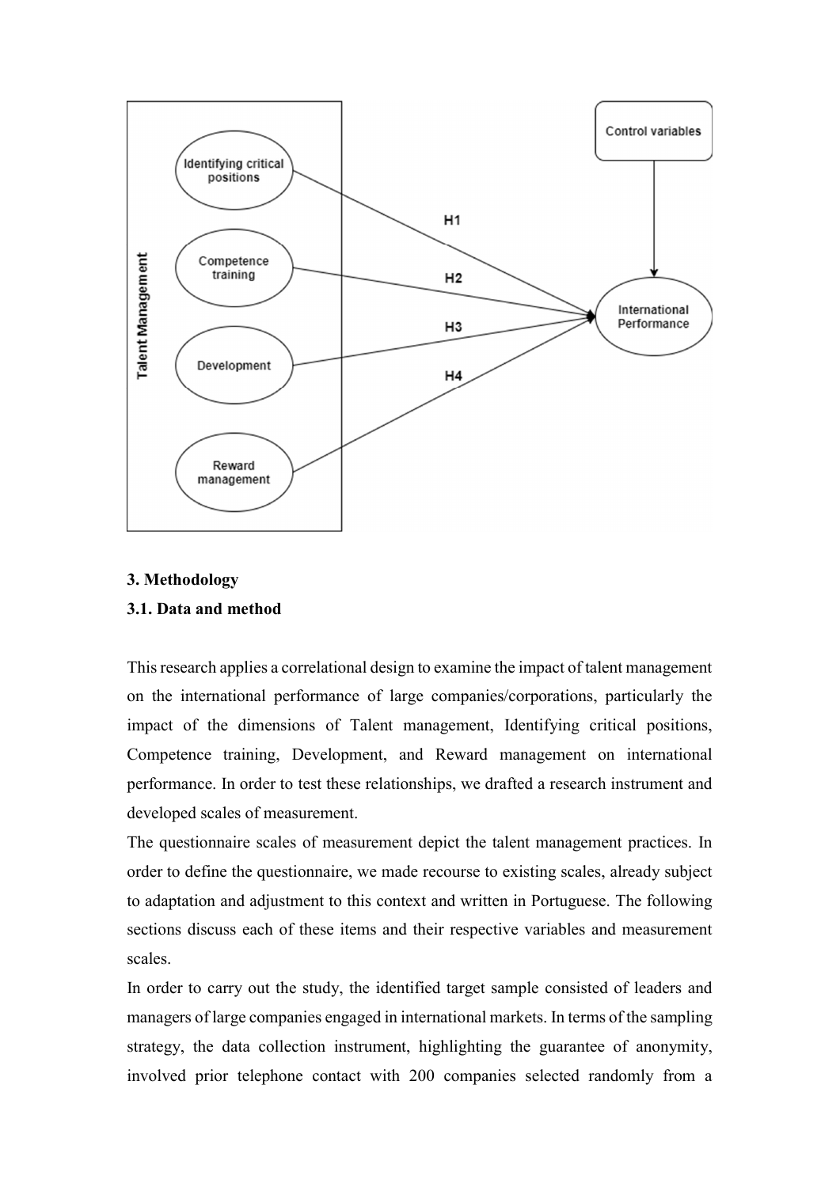## 3. Methodology

### 3.1. Data and method

This research applies a correlational design to examine the impact of talent management on the international performance of large companies/corporations, particularly the impact of the dimensions of Talent management, Identifying critical positions, Competence training, Development, and Reward management on international performance. In order to test these relationships, we drafted a research instrument and developed scales of measurement.

The questionnaire scales of measurement depict the talent management practices. In order to define the questionnaire, we made recourse to existing scales, already subject to adaptation and adjustment to this context and written in Portuguese. The following sections discuss each of these items and their respective variables and measurement scales.

In order to carry out the study, the identified target sample consisted of leaders and managers of large companies engaged in international markets. In terms of the sampling strategy, the data collection instrument, highlighting the guarantee of anonymity, involved prior telephone contact with 200 companies selected randomly from a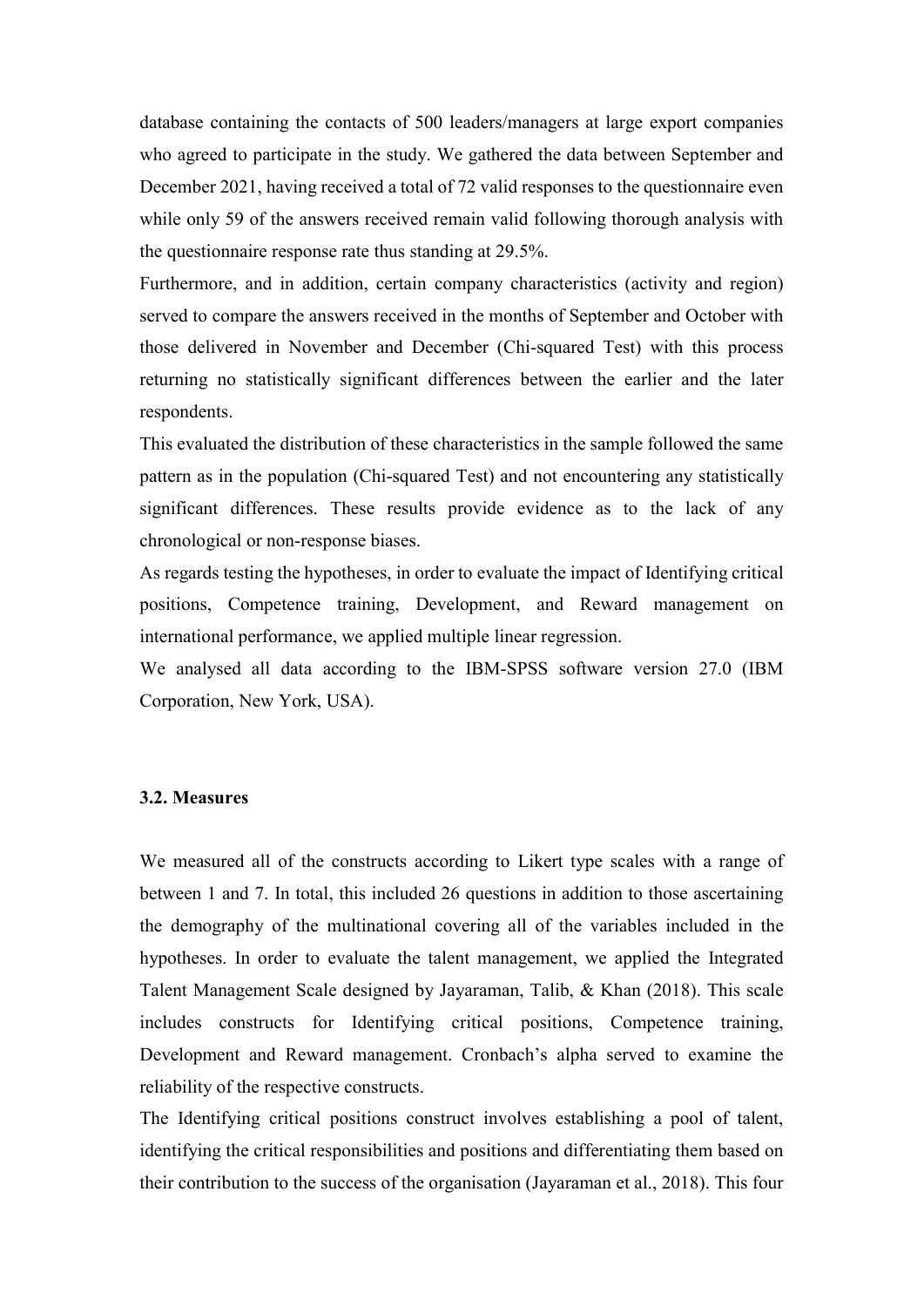database containing the contacts of 500 leaders/managers at large export companies who agreed to participate in the study. We gathered the data between September and December 2021, having received a total of 72 valid responses to the questionnaire even while only 59 of the answers received remain valid following thorough analysis with the questionnaire response rate thus standing at 29.5%.

Furthermore, and in addition, certain company characteristics (activity and region) served to compare the answers received in the months of September and October with those delivered in November and December (Chi-squared Test) with this process returning no statistically significant differences between the earlier and the later respondents.

This evaluated the distribution of these characteristics in the sample followed the same pattern as in the population (Chi-squared Test) and not encountering any statistically significant differences. These results provide evidence as to the lack of any chronological or non-response biases.

As regards testing the hypotheses, in order to evaluate the impact of Identifying critical positions, Competence training, Development, and Reward management on international performance, we applied multiple linear regression.

We analysed all data according to the IBM-SPSS software version 27.0 (IBM Corporation, New York, USA).

### 3.2. Measures

We measured all of the constructs according to Likert type scales with a range of between 1 and 7. In total, this included 26 questions in addition to those ascertaining the demography of the multinational covering all of the variables included in the hypotheses. In order to evaluate the talent management, we applied the Integrated Talent Management Scale designed by Jayaraman, Talib, & Khan (2018). This scale includes constructs for Identifying critical positions, Competence training, Development and Reward management. Cronbach's alpha served to examine the reliability of the respective constructs.

The Identifying critical positions construct involves establishing a pool of talent, identifying the critical responsibilities and positions and differentiating them based on their contribution to the success of the organisation (Jayaraman et al., 2018). This four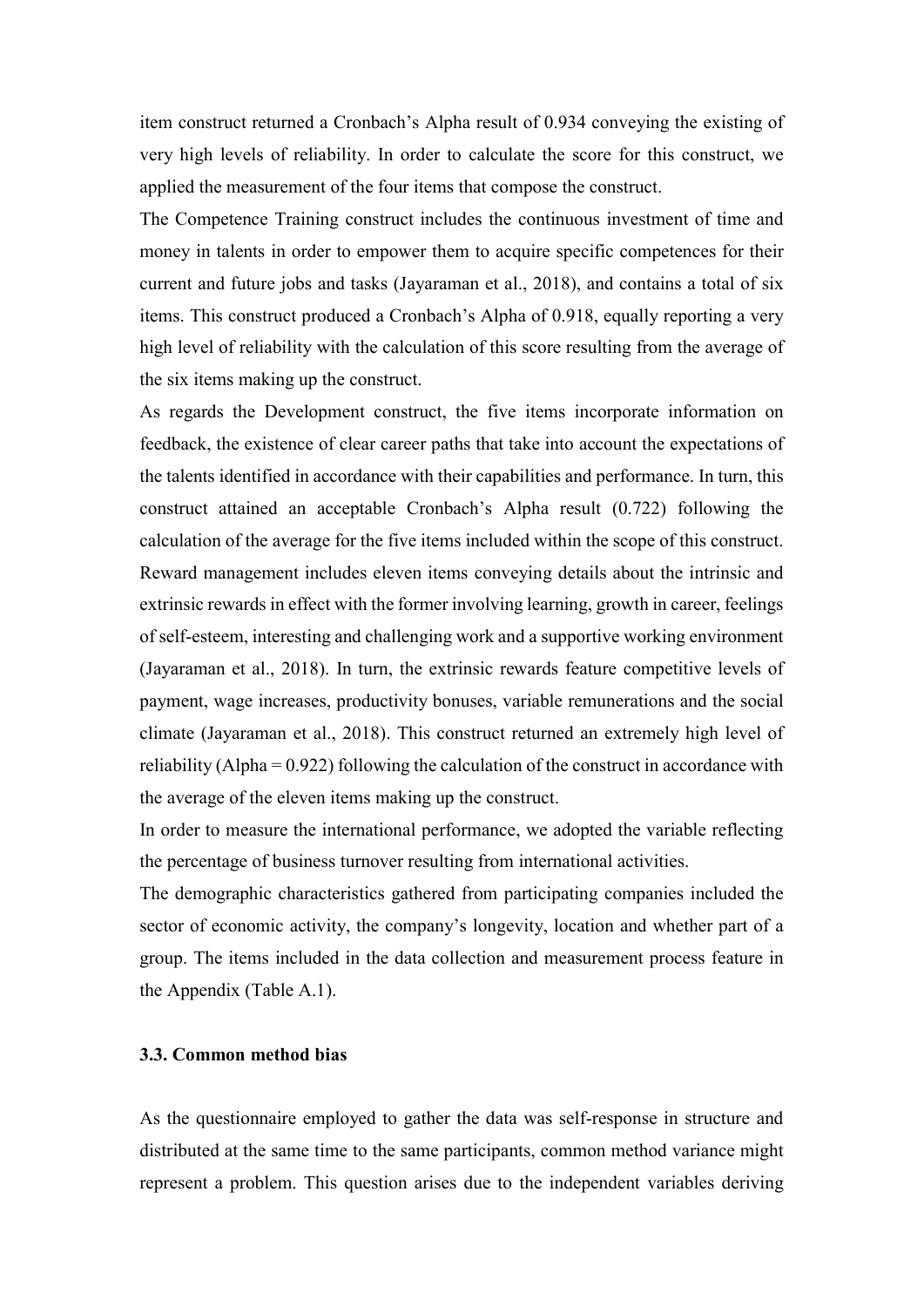item construct returned a Cronbach's Alpha result of 0.934 conveying the existing of very high levels of reliability. In order to calculate the score for this construct, we applied the measurement of the four items that compose the construct.

The Competence Training construct includes the continuous investment of time and money in talents in order to empower them to acquire specific competences for their current and future jobs and tasks (Jayaraman et al., 2018), and contains a total of six items. This construct produced a Cronbach's Alpha of 0.918, equally reporting a very high level of reliability with the calculation of this score resulting from the average of the six items making up the construct.

As regards the Development construct, the five items incorporate information on feedback, the existence of clear career paths that take into account the expectations of the talents identified in accordance with their capabilities and performance. In turn, this construct attained an acceptable Cronbach's Alpha result (0.722) following the calculation of the average for the five items included within the scope of this construct.

Reward management includes eleven items conveying details about the intrinsic and extrinsic rewards in effect with the former involving learning, growth in career, feelings of self-esteem, interesting and challenging work and a supportive working environment (Jayaraman et al., 2018). In turn, the extrinsic rewards feature competitive levels of payment, wage increases, productivity bonuses, variable remunerations and the social climate (Jayaraman et al., 2018). This construct returned an extremely high level of reliability (Alpha = 0.922) following the calculation of the construct in accordance with the average of the eleven items making up the construct.

In order to measure the international performance, we adopted the variable reflecting the percentage of business turnover resulting from international activities.

The demographic characteristics gathered from participating companies included the sector of economic activity, the company's longevity, location and whether part of a group. The items included in the data collection and measurement process feature in the Appendix (Table A.1).

### 3.3. Common method bias

As the questionnaire employed to gather the data was self-response in structure and distributed at the same time to the same participants, common method variance might represent a problem. This question arises due to the independent variables deriving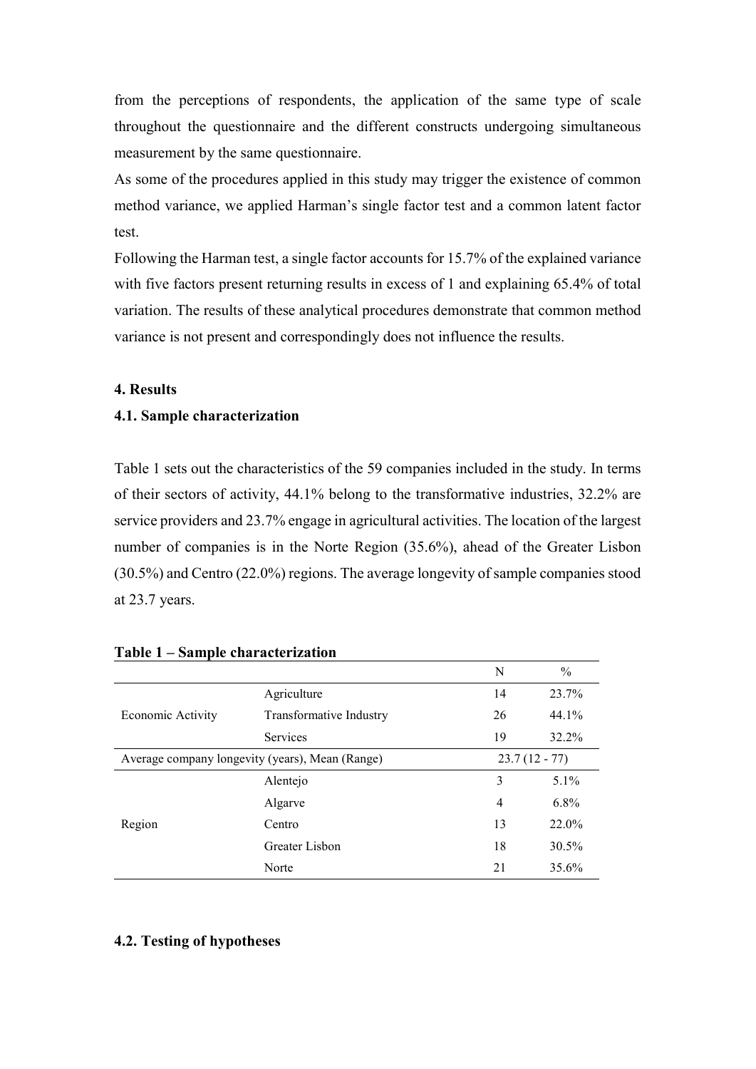from the perceptions of respondents, the application of the same type of scale throughout the questionnaire and the different constructs undergoing simultaneous measurement by the same questionnaire.

As some of the procedures applied in this study may trigger the existence of common method variance, we applied Harman's single factor test and a common latent factor test.

Following the Harman test, a single factor accounts for 15.7% of the explained variance with five factors present returning results in excess of 1 and explaining 65.4% of total variation. The results of these analytical procedures demonstrate that common method variance is not present and correspondingly does not influence the results.

## 4. Results

### 4.1. Sample characterization

Table 1 sets out the characteristics of the 59 companies included in the study. In terms of their sectors of activity, 44.1% belong to the transformative industries, 32.2% are service providers and 23.7% engage in agricultural activities. The location of the largest number of companies is in the Norte Region (35.6%), ahead of the Greater Lisbon (30.5%) and Centro (22.0%) regions. The average longevity of sample companies stood at 23.7 years.

**Table 1 – Sample characterization**

| | | N | % |
|---|---|---|---|
| Economic Activity | Agriculture | 14 | 23.7% |
| | Transformative Industry | 26 | 44.1% |
| | Services | 19 | 32.2% |
| Average company longevity (years), Mean (Range) | | 23.7 (12 - 77) | |
| Region | Alentejo | 3 | 5.1% |
| | Algarve | 4 | 6.8% |
| | Centro | 13 | 22.0% |
| | Greater Lisbon | 18 | 30.5% |
| | Norte | 21 | 35.6% |

### 4.2. Testing of hypotheses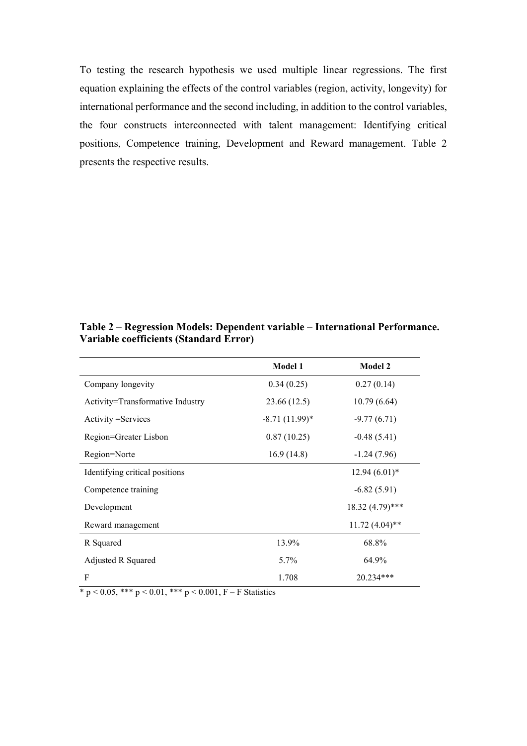To testing the research hypothesis we used multiple linear regressions. The first equation explaining the effects of the control variables (region, activity, longevity) for international performance and the second including, in addition to the control variables, the four constructs interconnected with talent management: Identifying critical positions, Competence training, Development and Reward management. Table 2 presents the respective results.

**Table 2 – Regression Models: Dependent variable – International Performance. Variable coefficients (Standard Error)**

| | Model 1 | Model 2 |
|---|---|---|
| Company longevity | 0.34 (0.25) | 0.27 (0.14) |
| Activity=Transformative Industry | 23.66 (12.5) | 10.79 (6.64) |
| Activity =Services | -8.71 (11.99)* | -9.77 (6.71) |
| Region=Greater Lisbon | 0.87 (10.25) | -0.48 (5.41) |
| Region=Norte | 16.9 (14.8) | -1.24 (7.96) |
| Identifying critical positions | | 12.94 (6.01)* |
| Competence training | | -6.82 (5.91) |
| Development | | 18.32 (4.79)*** |
| Reward management | | 11.72 (4.04)** |
| R Squared | 13.9% | 68.8% |
| Adjusted R Squared | 5.7% | 64.9% |
| F | 1.708 | 20.234*** |

* $p < 0.05$, *** $p < 0.01$, *** $p < 0.001$, F – F Statistics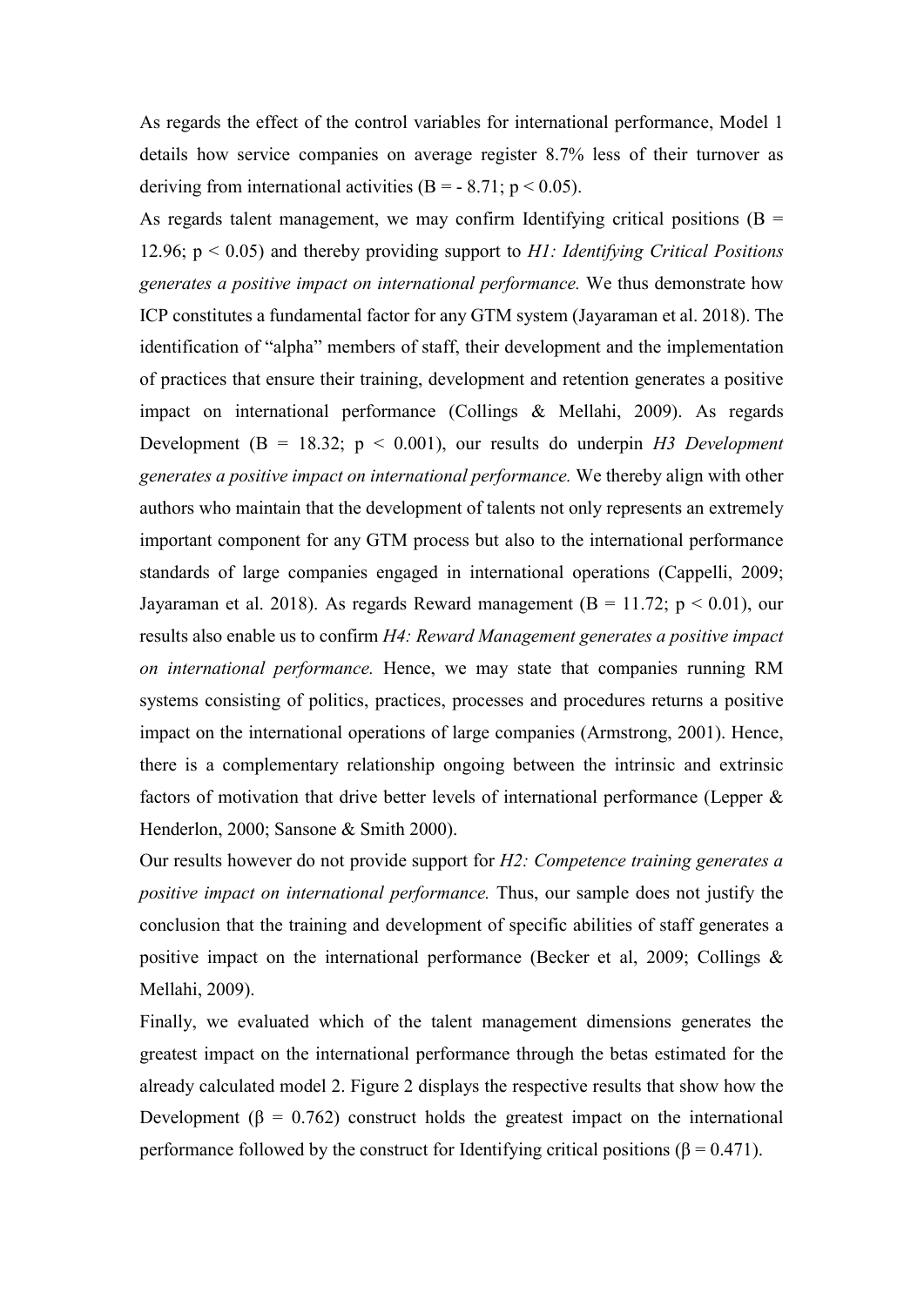As regards the effect of the control variables for international performance, Model 1 details how service companies on average register 8.7% less of their turnover as deriving from international activities ($B = -8.71$; $p < 0.05$).

As regards talent management, we may confirm Identifying critical positions ($B = 12.96$; $p < 0.05$) and thereby providing support to *H1: Identifying Critical Positions generates a positive impact on international performance.* We thus demonstrate how ICP constitutes a fundamental factor for any GTM system (Jayaraman et al. 2018). The identification of "alpha" members of staff, their development and the implementation of practices that ensure their training, development and retention generates a positive impact on international performance (Collings & Mellahi, 2009). As regards Development ($B = 18.32$; $p < 0.001$), our results do underpin *H3 Development generates a positive impact on international performance.* We thereby align with other authors who maintain that the development of talents not only represents an extremely important component for any GTM process but also to the international performance standards of large companies engaged in international operations (Cappelli, 2009; Jayaraman et al. 2018). As regards Reward management ($B = 11.72$; $p < 0.01$), our results also enable us to confirm *H4: Reward Management generates a positive impact on international performance.* Hence, we may state that companies running RM systems consisting of politics, practices, processes and procedures returns a positive impact on the international operations of large companies (Armstrong, 2001). Hence, there is a complementary relationship ongoing between the intrinsic and extrinsic factors of motivation that drive better levels of international performance (Lepper & Henderlon, 2000; Sansone & Smith 2000).

Our results however do not provide support for *H2: Competence training generates a positive impact on international performance.* Thus, our sample does not justify the conclusion that the training and development of specific abilities of staff generates a positive impact on the international performance (Becker et al, 2009; Collings & Mellahi, 2009).

Finally, we evaluated which of the talent management dimensions generates the greatest impact on the international performance through the betas estimated for the already calculated model 2. Figure 2 displays the respective results that show how the Development ($\beta = 0.762$) construct holds the greatest impact on the international performance followed by the construct for Identifying critical positions ($\beta = 0.471$).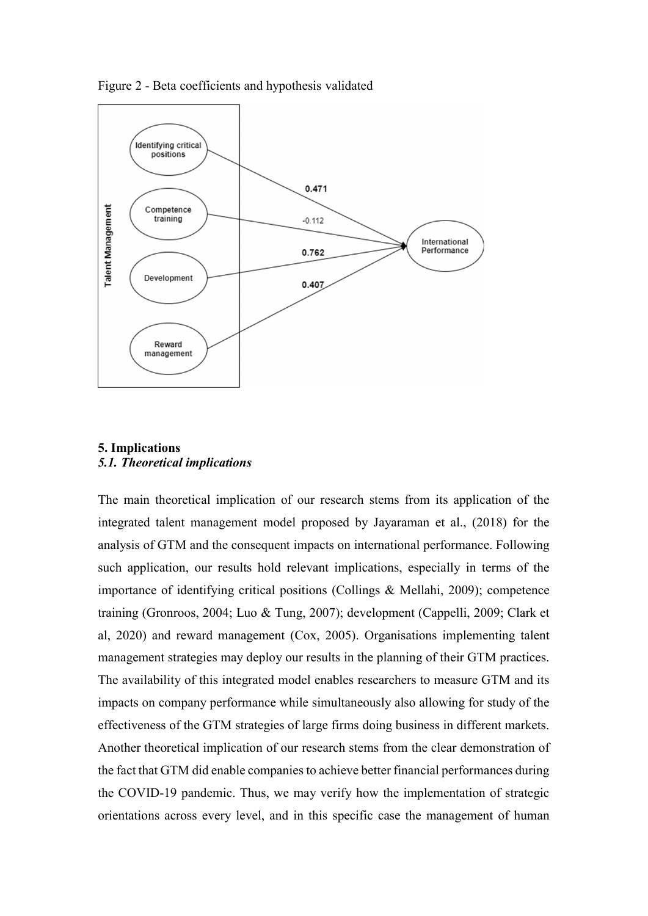Figure 2 - Beta coefficients and hypothesis validated

## 5. Implications

### *5.1. Theoretical implications*

The main theoretical implication of our research stems from its application of the integrated talent management model proposed by Jayaraman et al., (2018) for the analysis of GTM and the consequent impacts on international performance. Following such application, our results hold relevant implications, especially in terms of the importance of identifying critical positions (Collings & Mellahi, 2009); competence training (Gronroos, 2004; Luo & Tung, 2007); development (Cappelli, 2009; Clark et al, 2020) and reward management (Cox, 2005). Organisations implementing talent management strategies may deploy our results in the planning of their GTM practices. The availability of this integrated model enables researchers to measure GTM and its impacts on company performance while simultaneously also allowing for study of the effectiveness of the GTM strategies of large firms doing business in different markets. Another theoretical implication of our research stems from the clear demonstration of the fact that GTM did enable companies to achieve better financial performances during the COVID-19 pandemic. Thus, we may verify how the implementation of strategic orientations across every level, and in this specific case the management of human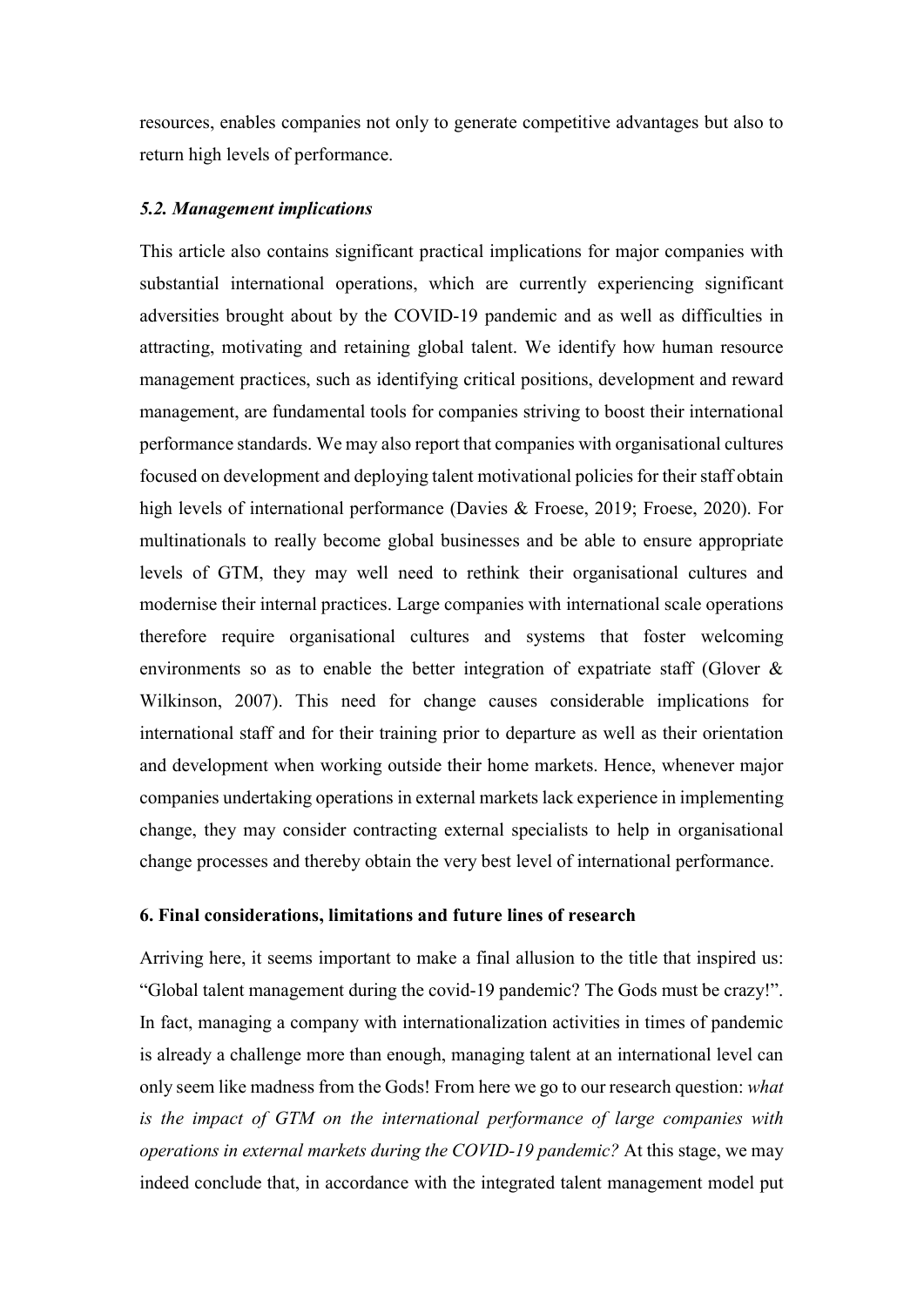resources, enables companies not only to generate competitive advantages but also to return high levels of performance.

### *5.2. Management implications*

This article also contains significant practical implications for major companies with substantial international operations, which are currently experiencing significant adversities brought about by the COVID-19 pandemic and as well as difficulties in attracting, motivating and retaining global talent. We identify how human resource management practices, such as identifying critical positions, development and reward management, are fundamental tools for companies striving to boost their international performance standards. We may also report that companies with organisational cultures focused on development and deploying talent motivational policies for their staff obtain high levels of international performance (Davies & Froese, 2019; Froese, 2020). For multinationals to really become global businesses and be able to ensure appropriate levels of GTM, they may well need to rethink their organisational cultures and modernise their internal practices. Large companies with international scale operations therefore require organisational cultures and systems that foster welcoming environments so as to enable the better integration of expatriate staff (Glover & Wilkinson, 2007). This need for change causes considerable implications for international staff and for their training prior to departure as well as their orientation and development when working outside their home markets. Hence, whenever major companies undertaking operations in external markets lack experience in implementing change, they may consider contracting external specialists to help in organisational change processes and thereby obtain the very best level of international performance.

## 6. Final considerations, limitations and future lines of research

Arriving here, it seems important to make a final allusion to the title that inspired us: "Global talent management during the covid-19 pandemic? The Gods must be crazy!". In fact, managing a company with internationalization activities in times of pandemic is already a challenge more than enough, managing talent at an international level can only seem like madness from the Gods! From here we go to our research question: *what is the impact of GTM on the international performance of large companies with operations in external markets during the COVID-19 pandemic?* At this stage, we may indeed conclude that, in accordance with the integrated talent management model put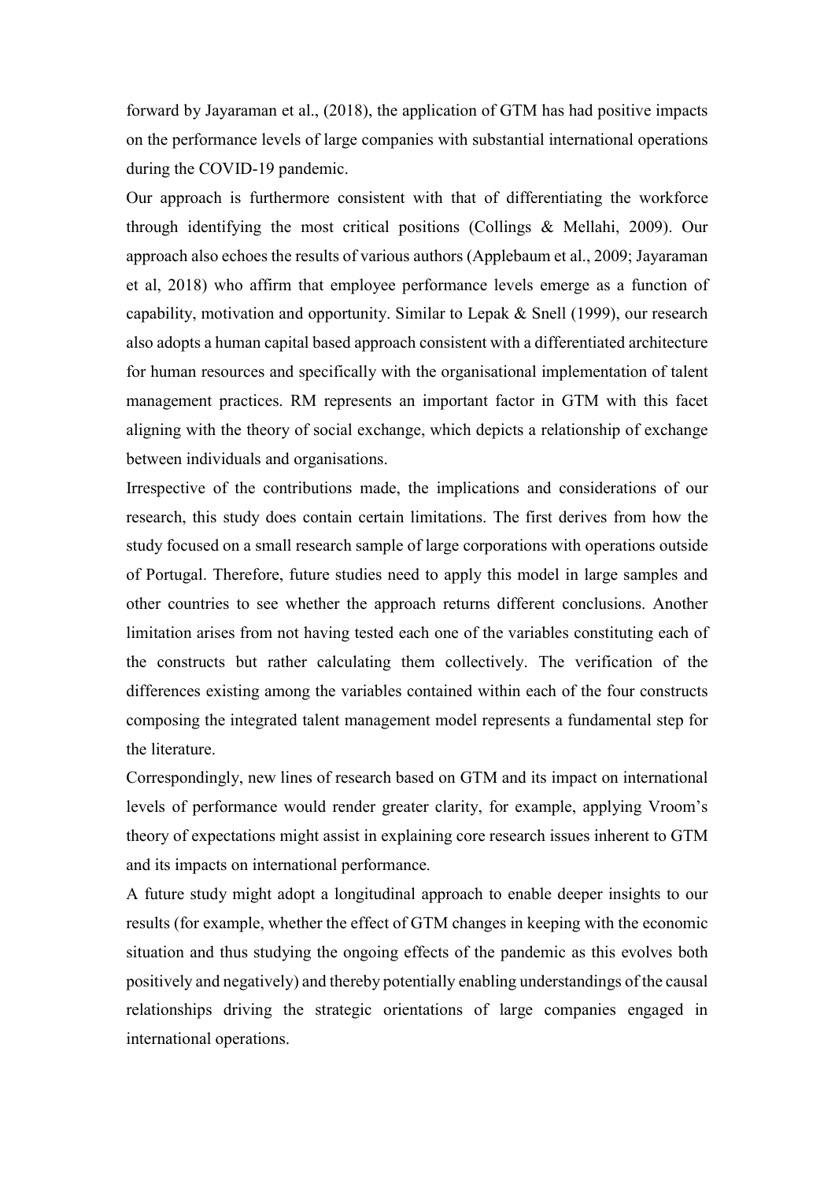forward by Jayaraman et al., (2018), the application of GTM has had positive impacts on the performance levels of large companies with substantial international operations during the COVID-19 pandemic.

Our approach is furthermore consistent with that of differentiating the workforce through identifying the most critical positions (Collings & Mellahi, 2009). Our approach also echoes the results of various authors (Applebaum et al., 2009; Jayaraman et al, 2018) who affirm that employee performance levels emerge as a function of capability, motivation and opportunity. Similar to Lepak & Snell (1999), our research also adopts a human capital based approach consistent with a differentiated architecture for human resources and specifically with the organisational implementation of talent management practices. RM represents an important factor in GTM with this facet aligning with the theory of social exchange, which depicts a relationship of exchange between individuals and organisations.

Irrespective of the contributions made, the implications and considerations of our research, this study does contain certain limitations. The first derives from how the study focused on a small research sample of large corporations with operations outside of Portugal. Therefore, future studies need to apply this model in large samples and other countries to see whether the approach returns different conclusions. Another limitation arises from not having tested each one of the variables constituting each of the constructs but rather calculating them collectively. The verification of the differences existing among the variables contained within each of the four constructs composing the integrated talent management model represents a fundamental step for the literature.

Correspondingly, new lines of research based on GTM and its impact on international levels of performance would render greater clarity, for example, applying Vroom's theory of expectations might assist in explaining core research issues inherent to GTM and its impacts on international performance.

A future study might adopt a longitudinal approach to enable deeper insights to our results (for example, whether the effect of GTM changes in keeping with the economic situation and thus studying the ongoing effects of the pandemic as this evolves both positively and negatively) and thereby potentially enabling understandings of the causal relationships driving the strategic orientations of large companies engaged in international operations.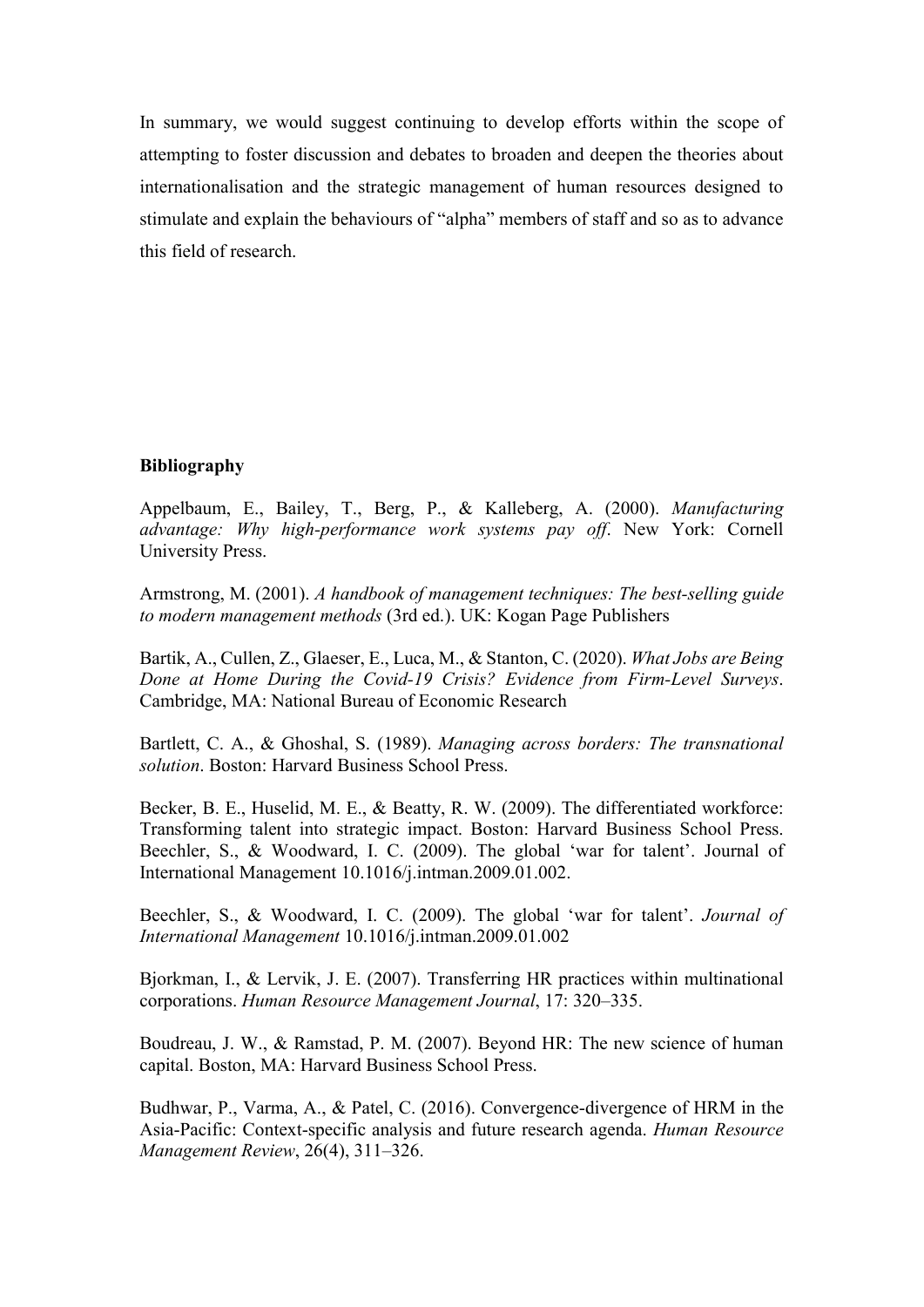In summary, we would suggest continuing to develop efforts within the scope of attempting to foster discussion and debates to broaden and deepen the theories about internationalisation and the strategic management of human resources designed to stimulate and explain the behaviours of "alpha" members of staff and so as to advance this field of research.

**Bibliography**

Appelbaum, E., Bailey, T., Berg, P., & Kalleberg, A. (2000). *Manufacturing advantage: Why high-performance work systems pay off*. New York: Cornell University Press.

Armstrong, M. (2001). *A handbook of management techniques: The best-selling guide to modern management methods* (3rd ed.). UK: Kogan Page Publishers

Bartik, A., Cullen, Z., Glaeser, E., Luca, M., & Stanton, C. (2020). *What Jobs are Being Done at Home During the Covid-19 Crisis? Evidence from Firm-Level Surveys*. Cambridge, MA: National Bureau of Economic Research

Bartlett, C. A., & Ghoshal, S. (1989). *Managing across borders: The transnational solution*. Boston: Harvard Business School Press.

Becker, B. E., Huselid, M. E., & Beatty, R. W. (2009). The differentiated workforce: Transforming talent into strategic impact. Boston: Harvard Business School Press. Beechler, S., & Woodward, I. C. (2009). The global 'war for talent'. Journal of International Management 10.1016/j.intman.2009.01.002.

Beechler, S., & Woodward, I. C. (2009). The global 'war for talent'. *Journal of International Management* 10.1016/j.intman.2009.01.002

Bjorkman, I., & Lervik, J. E. (2007). Transferring HR practices within multinational corporations. *Human Resource Management Journal*, 17: 320–335.

Boudreau, J. W., & Ramstad, P. M. (2007). Beyond HR: The new science of human capital. Boston, MA: Harvard Business School Press.

Budhwar, P., Varma, A., & Patel, C. (2016). Convergence-divergence of HRM in the Asia-Pacific: Context-specific analysis and future research agenda. *Human Resource Management Review*, 26(4), 311–326.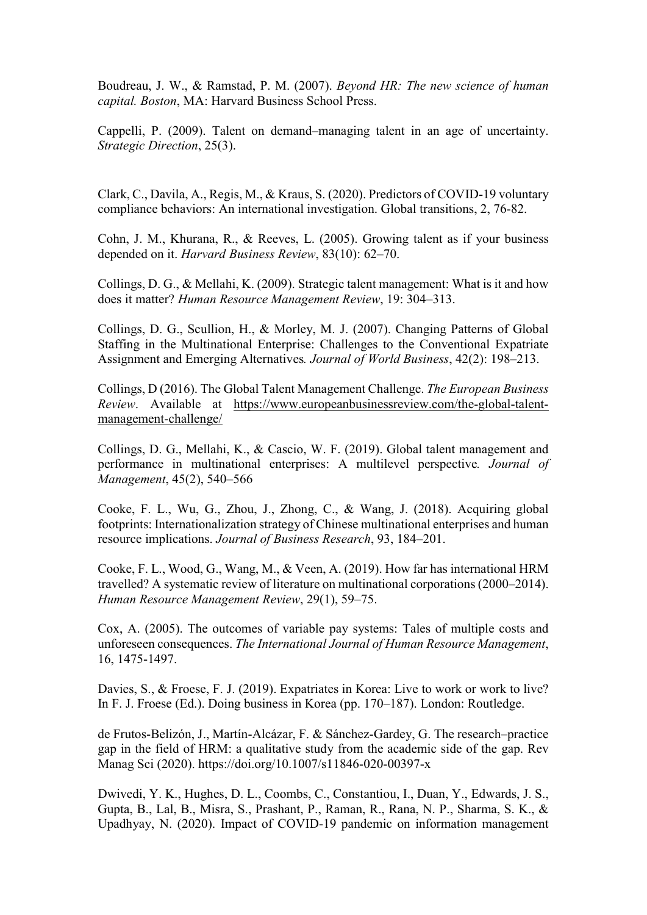Boudreau, J. W., & Ramstad, P. M. (2007). *Beyond HR: The new science of human capital. Boston*, MA: Harvard Business School Press.

Cappelli, P. (2009). Talent on demand–managing talent in an age of uncertainty. *Strategic Direction*, 25(3).

Clark, C., Davila, A., Regis, M., & Kraus, S. (2020). Predictors of COVID-19 voluntary compliance behaviors: An international investigation. Global transitions, 2, 76-82.

Cohn, J. M., Khurana, R., & Reeves, L. (2005). Growing talent as if your business depended on it. *Harvard Business Review*, 83(10): 62–70.

Collings, D. G., & Mellahi, K. (2009). Strategic talent management: What is it and how does it matter? *Human Resource Management Review*, 19: 304–313.

Collings, D. G., Scullion, H., & Morley, M. J. (2007). Changing Patterns of Global Staffing in the Multinational Enterprise: Challenges to the Conventional Expatriate Assignment and Emerging Alternatives*. Journal of World Business*, 42(2): 198–213.

Collings, D (2016). The Global Talent Management Challenge. *The European Business Review*. Available at https://www.europeanbusinessreview.com/the-global-talent-management-challenge/

Collings, D. G., Mellahi, K., & Cascio, W. F. (2019). Global talent management and performance in multinational enterprises: A multilevel perspective*. Journal of Management*, 45(2), 540–566

Cooke, F. L., Wu, G., Zhou, J., Zhong, C., & Wang, J. (2018). Acquiring global footprints: Internationalization strategy of Chinese multinational enterprises and human resource implications. *Journal of Business Research*, 93, 184–201.

Cooke, F. L., Wood, G., Wang, M., & Veen, A. (2019). How far has international HRM travelled? A systematic review of literature on multinational corporations (2000–2014). *Human Resource Management Review*, 29(1), 59–75.

Cox, A. (2005). The outcomes of variable pay systems: Tales of multiple costs and unforeseen consequences. *The International Journal of Human Resource Management*, 16, 1475-1497.

Davies, S., & Froese, F. J. (2019). Expatriates in Korea: Live to work or work to live? In F. J. Froese (Ed.). Doing business in Korea (pp. 170–187). London: Routledge.

de Frutos-Belizón, J., Martín-Alcázar, F. & Sánchez-Gardey, G. The research–practice gap in the field of HRM: a qualitative study from the academic side of the gap. Rev Manag Sci (2020). https://doi.org/10.1007/s11846-020-00397-x

Dwivedi, Y. K., Hughes, D. L., Coombs, C., Constantiou, I., Duan, Y., Edwards, J. S., Gupta, B., Lal, B., Misra, S., Prashant, P., Raman, R., Rana, N. P., Sharma, S. K., & Upadhyay, N. (2020). Impact of COVID-19 pandemic on information management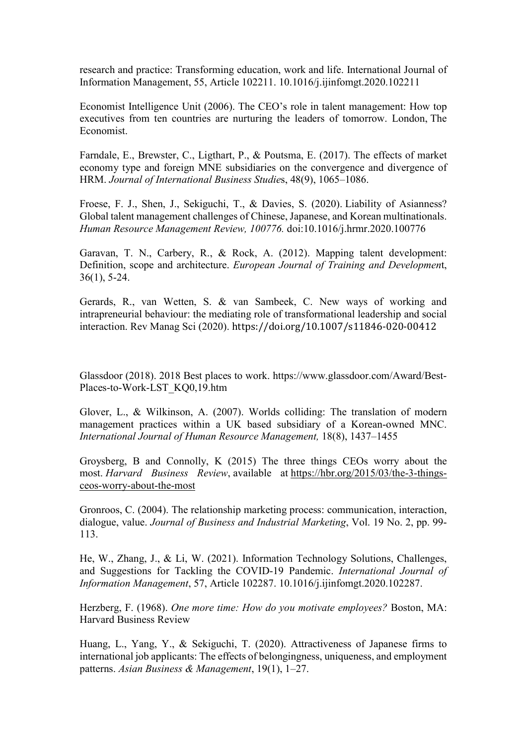research and practice: Transforming education, work and life. International Journal of Information Management, 55, Article 102211. 10.1016/j.ijinfomgt.2020.102211

Economist Intelligence Unit (2006). The CEO's role in talent management: How top executives from ten countries are nurturing the leaders of tomorrow. London, The Economist.

Farndale, E., Brewster, C., Ligthart, P., & Poutsma, E. (2017). The effects of market economy type and foreign MNE subsidiaries on the convergence and divergence of HRM. *Journal of International Business Studies*, 48(9), 1065–1086.

Froese, F. J., Shen, J., Sekiguchi, T., & Davies, S. (2020). Liability of Asianness? Global talent management challenges of Chinese, Japanese, and Korean multinationals. *Human Resource Management Review, 100776.* doi:10.1016/j.hrmr.2020.100776

Garavan, T. N., Carbery, R., & Rock, A. (2012). Mapping talent development: Definition, scope and architecture. *European Journal of Training and Development*, 36(1), 5-24.

Gerards, R., van Wetten, S. & van Sambeek, C. New ways of working and intrapreneurial behaviour: the mediating role of transformational leadership and social interaction. Rev Manag Sci (2020). https://doi.org/10.1007/s11846-020-00412

Glassdoor (2018). 2018 Best places to work. https://www.glassdoor.com/Award/Best-Places-to-Work-LST_KQ0,19.htm

Glover, L., & Wilkinson, A. (2007). Worlds colliding: The translation of modern management practices within a UK based subsidiary of a Korean-owned MNC. *International Journal of Human Resource Management,* 18(8), 1437–1455

Groysberg, B and Connolly, K (2015) The three things CEOs worry about the most. *Harvard Business Review*, available at https://hbr.org/2015/03/the-3-things-ceos-worry-about-the-most

Gronroos, C. (2004). The relationship marketing process: communication, interaction, dialogue, value. *Journal of Business and Industrial Marketing*, Vol. 19 No. 2, pp. 99-113.

He, W., Zhang, J., & Li, W. (2021). Information Technology Solutions, Challenges, and Suggestions for Tackling the COVID-19 Pandemic. *International Journal of Information Management*, 57, Article 102287. 10.1016/j.ijinfomgt.2020.102287.

Herzberg, F. (1968). *One more time: How do you motivate employees?* Boston, MA: Harvard Business Review

Huang, L., Yang, Y., & Sekiguchi, T. (2020). Attractiveness of Japanese firms to international job applicants: The effects of belongingness, uniqueness, and employment patterns. *Asian Business & Management*, 19(1), 1–27.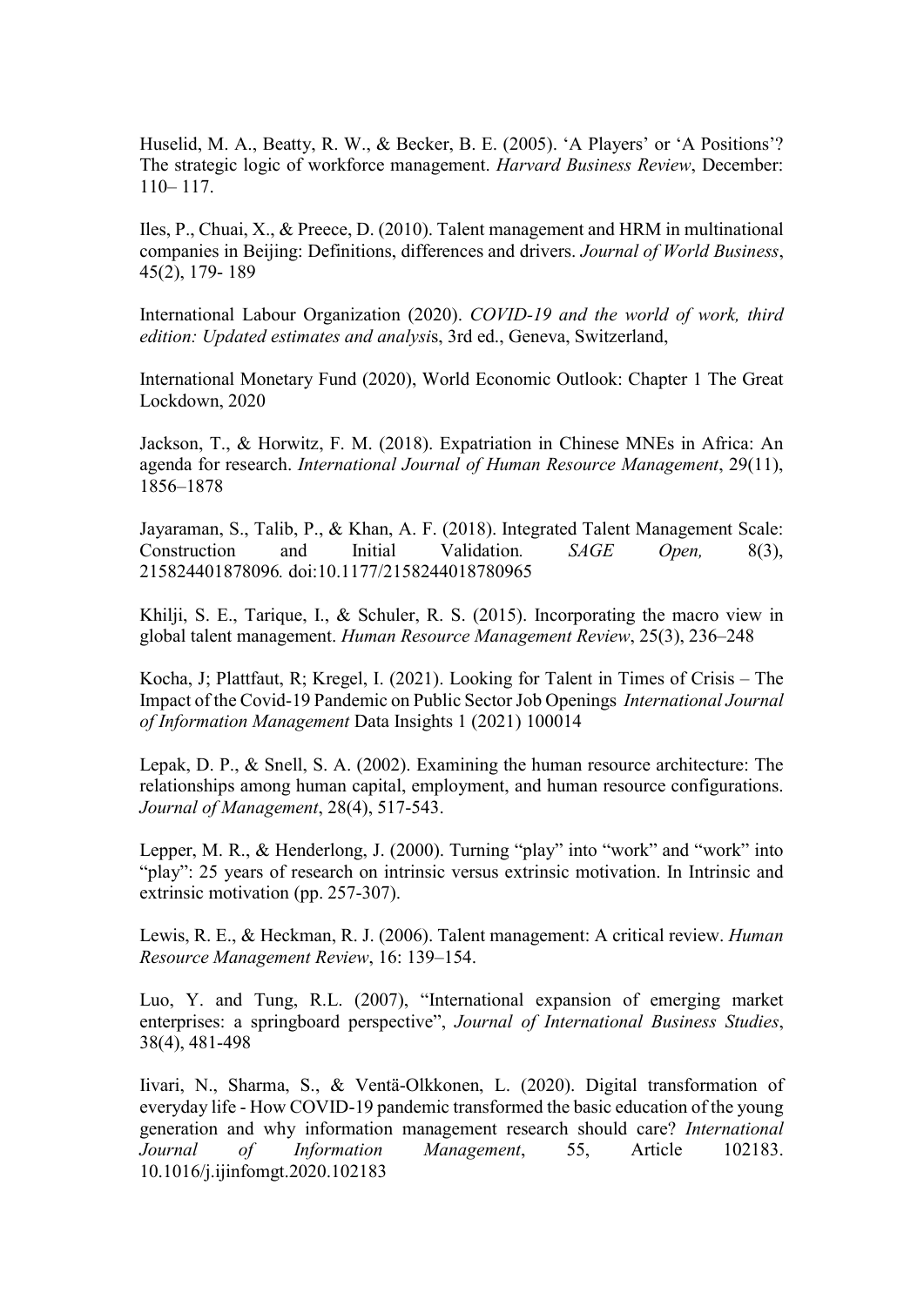Huselid, M. A., Beatty, R. W., & Becker, B. E. (2005). 'A Players' or 'A Positions'? The strategic logic of workforce management. *Harvard Business Review*, December: 110– 117.

Iles, P., Chuai, X., & Preece, D. (2010). Talent management and HRM in multinational companies in Beijing: Definitions, differences and drivers. *Journal of World Business*, 45(2), 179- 189

International Labour Organization (2020). *COVID-19 and the world of work, third edition: Updated estimates and analysi*s, 3rd ed., Geneva, Switzerland,

International Monetary Fund (2020), World Economic Outlook: Chapter 1 The Great Lockdown, 2020

Jackson, T., & Horwitz, F. M. (2018). Expatriation in Chinese MNEs in Africa: An agenda for research. *International Journal of Human Resource Management*, 29(11), 1856–1878

Jayaraman, S., Talib, P., & Khan, A. F. (2018). Integrated Talent Management Scale: Construction and Initial Validation*. SAGE Open,* 8(3), 215824401878096*.* doi:10.1177/2158244018780965

Khilji, S. E., Tarique, I., & Schuler, R. S. (2015). Incorporating the macro view in global talent management. *Human Resource Management Review*, 25(3), 236–248

Kocha, J; Plattfaut, R; Kregel, I. (2021). Looking for Talent in Times of Crisis – The Impact of the Covid-19 Pandemic on Public Sector Job Openings *International Journal of Information Management* Data Insights 1 (2021) 100014

Lepak, D. P., & Snell, S. A. (2002). Examining the human resource architecture: The relationships among human capital, employment, and human resource configurations. *Journal of Management*, 28(4), 517-543.

Lepper, M. R., & Henderlong, J. (2000). Turning "play" into "work" and "work" into "play": 25 years of research on intrinsic versus extrinsic motivation. In Intrinsic and extrinsic motivation (pp. 257-307).

Lewis, R. E., & Heckman, R. J. (2006). Talent management: A critical review. *Human Resource Management Review*, 16: 139–154.

Luo, Y. and Tung, R.L. (2007), "International expansion of emerging market enterprises: a springboard perspective", *Journal of International Business Studies*, 38(4), 481-498

Iivari, N., Sharma, S., & Ventä-Olkkonen, L. (2020). Digital transformation of everyday life - How COVID-19 pandemic transformed the basic education of the young generation and why information management research should care? *International Journal of Information Management*, 55, Article 102183. 10.1016/j.ijinfomgt.2020.102183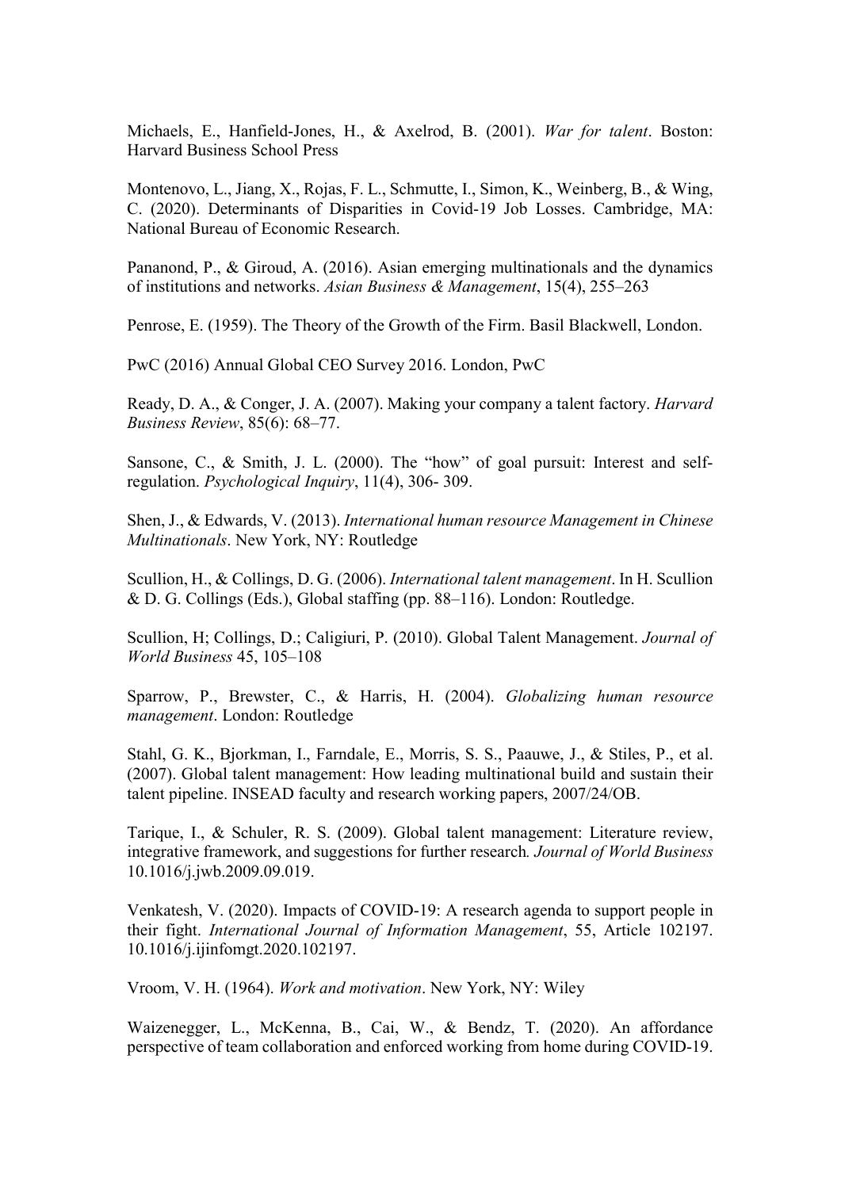Michaels, E., Hanfield-Jones, H., & Axelrod, B. (2001). *War for talent*. Boston: Harvard Business School Press

Montenovo, L., Jiang, X., Rojas, F. L., Schmutte, I., Simon, K., Weinberg, B., & Wing, C. (2020). Determinants of Disparities in Covid-19 Job Losses. Cambridge, MA: National Bureau of Economic Research.

Pananond, P., & Giroud, A. (2016). Asian emerging multinationals and the dynamics of institutions and networks. *Asian Business & Management*, 15(4), 255–263

Penrose, E. (1959). The Theory of the Growth of the Firm. Basil Blackwell, London.

PwC (2016) Annual Global CEO Survey 2016. London, PwC

Ready, D. A., & Conger, J. A. (2007). Making your company a talent factory. *Harvard Business Review*, 85(6): 68–77.

Sansone, C., & Smith, J. L. (2000). The "how" of goal pursuit: Interest and self-regulation. *Psychological Inquiry*, 11(4), 306- 309.

Shen, J., & Edwards, V. (2013). *International human resource Management in Chinese Multinationals*. New York, NY: Routledge

Scullion, H., & Collings, D. G. (2006). *International talent management*. In H. Scullion & D. G. Collings (Eds.), Global staffing (pp. 88–116). London: Routledge.

Scullion, H; Collings, D.; Caligiuri, P. (2010). Global Talent Management. *Journal of World Business* 45, 105–108

Sparrow, P., Brewster, C., & Harris, H. (2004). *Globalizing human resource management*. London: Routledge

Stahl, G. K., Bjorkman, I., Farndale, E., Morris, S. S., Paauwe, J., & Stiles, P., et al. (2007). Global talent management: How leading multinational build and sustain their talent pipeline. INSEAD faculty and research working papers, 2007/24/OB.

Tarique, I., & Schuler, R. S. (2009). Global talent management: Literature review, integrative framework, and suggestions for further research*. Journal of World Business* 10.1016/j.jwb.2009.09.019.

Venkatesh, V. (2020). Impacts of COVID-19: A research agenda to support people in their fight. *International Journal of Information Management*, 55, Article 102197. 10.1016/j.ijinfomgt.2020.102197.

Vroom, V. H. (1964). *Work and motivation*. New York, NY: Wiley

Waizenegger, L., McKenna, B., Cai, W., & Bendz, T. (2020). An affordance perspective of team collaboration and enforced working from home during COVID-19.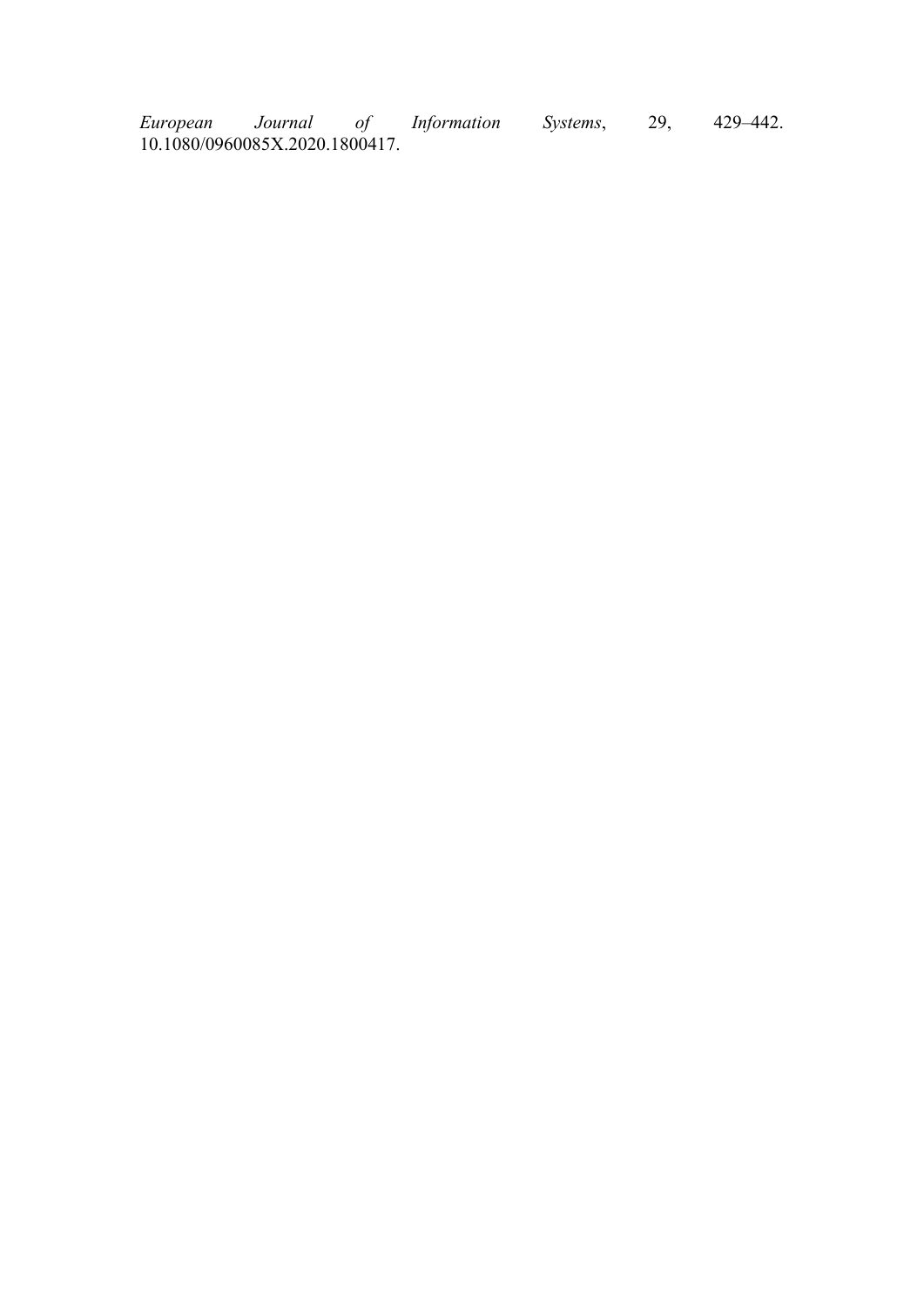*European Journal of Information Systems*, 29, 429–442. 10.1080/0960085X.2020.1800417.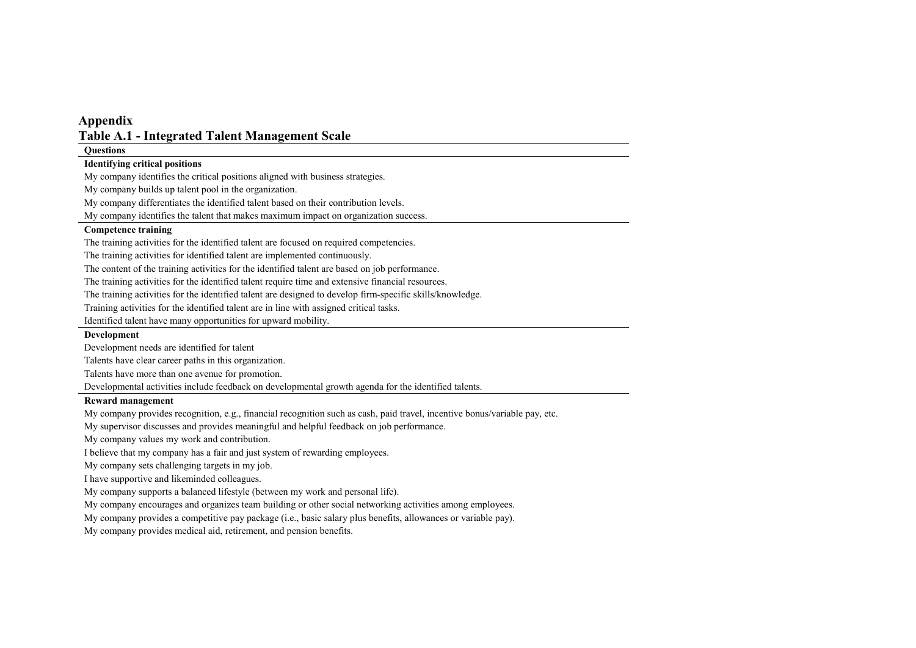## Appendix

### Table A.1 - Integrated Talent Management Scale

| Questions |
|---|
| **Identifying critical positions** |
| My company identifies the critical positions aligned with business strategies. |
| My company builds up talent pool in the organization. |
| My company differentiates the identified talent based on their contribution levels. |
| My company identifies the talent that makes maximum impact on organization success. |
| **Competence training** |
| The training activities for the identified talent are focused on required competencies. |
| The training activities for identified talent are implemented continuously. |
| The content of the training activities for the identified talent are based on job performance. |
| The training activities for the identified talent require time and extensive financial resources. |
| The training activities for the identified talent are designed to develop firm-specific skills/knowledge. |
| Training activities for the identified talent are in line with assigned critical tasks. |
| Identified talent have many opportunities for upward mobility. |
| **Development** |
| Development needs are identified for talent |
| Talents have clear career paths in this organization. |
| Talents have more than one avenue for promotion. |
| Developmental activities include feedback on developmental growth agenda for the identified talents. |
| **Reward management** |
| My company provides recognition, e.g., financial recognition such as cash, paid travel, incentive bonus/variable pay, etc. |
| My supervisor discusses and provides meaningful and helpful feedback on job performance. |
| My company values my work and contribution. |
| I believe that my company has a fair and just system of rewarding employees. |
| My company sets challenging targets in my job. |
| I have supportive and likeminded colleagues. |
| My company supports a balanced lifestyle (between my work and personal life). |
| My company encourages and organizes team building or other social networking activities among employees. |
| My company provides a competitive pay package (i.e., basic salary plus benefits, allowances or variable pay). |
| My company provides medical aid, retirement, and pension benefits. |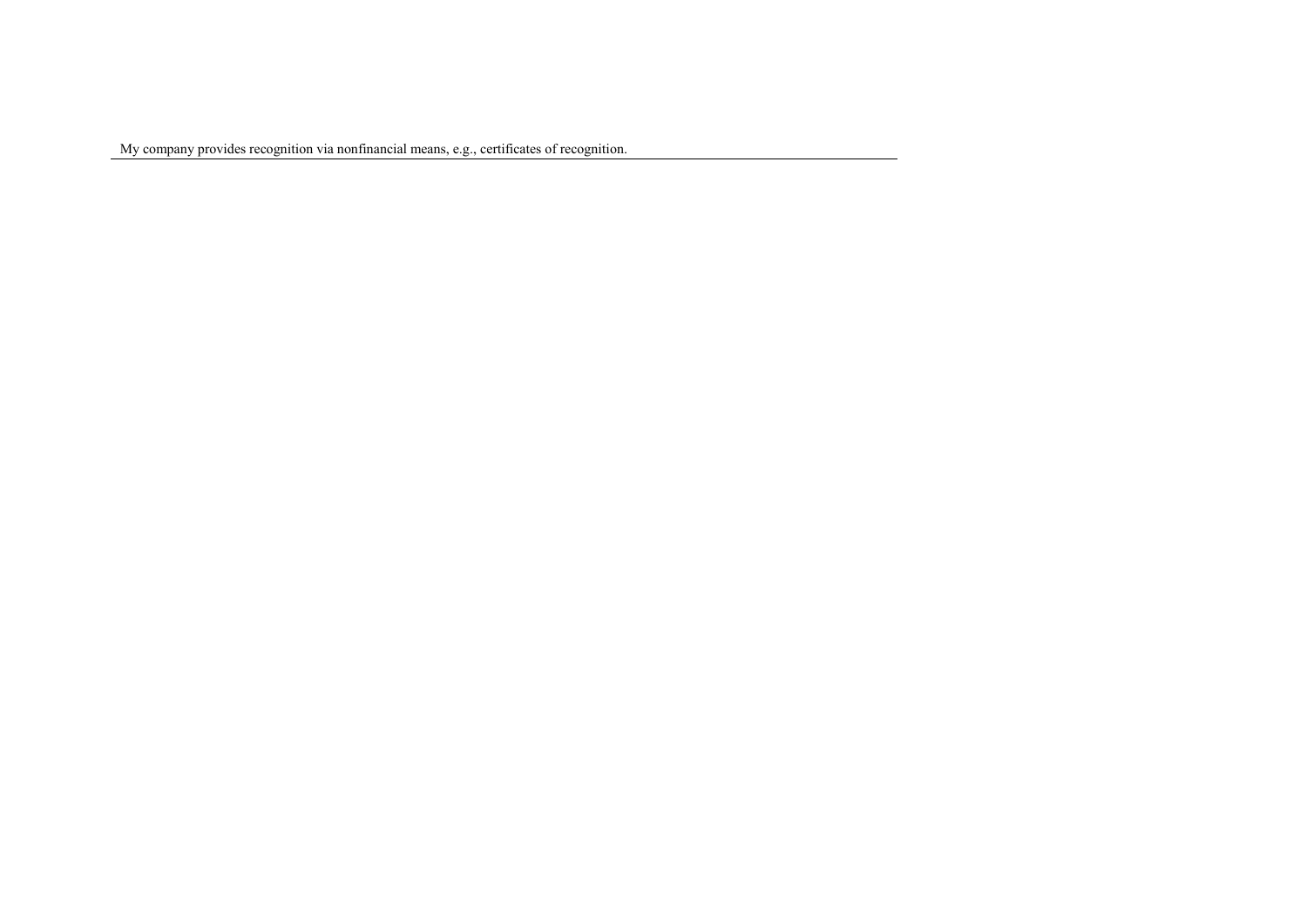My company provides recognition via nonfinancial means, e.g., certificates of recognition.